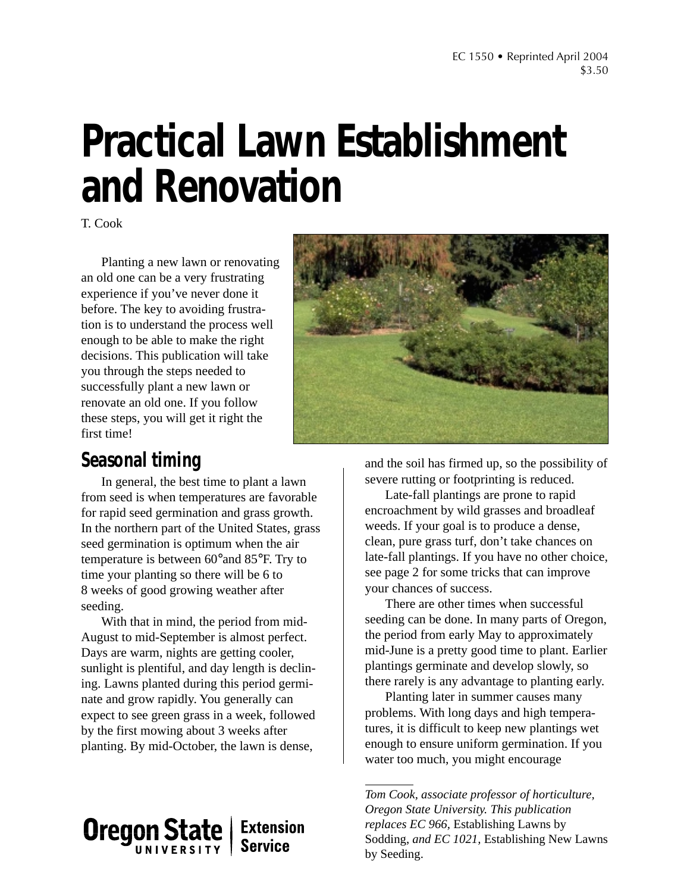EC 1550 • Reprinted April 2004
$3.50

# Practical Lawn Establishment and Renovation

T. Cook

Planting a new lawn or renovating an old one can be a very frustrating experience if you've never done it before. The key to avoiding frustration is to understand the process well enough to be able to make the right decisions. This publication will take you through the steps needed to successfully plant a new lawn or renovate an old one. If you follow these steps, you will get it right the first time!

## Seasonal timing

In general, the best time to plant a lawn from seed is when temperatures are favorable for rapid seed germination and grass growth. In the northern part of the United States, grass seed germination is optimum when the air temperature is between 60°and 85°F. Try to time your planting so there will be 6 to 8 weeks of good growing weather after seeding.

With that in mind, the period from mid-August to mid-September is almost perfect. Days are warm, nights are getting cooler, sunlight is plentiful, and day length is declining. Lawns planted during this period germinate and grow rapidly. You generally can expect to see green grass in a week, followed by the first mowing about 3 weeks after planting. By mid-October, the lawn is dense, and the soil has firmed up, so the possibility of severe rutting or footprinting is reduced.

Late-fall plantings are prone to rapid encroachment by wild grasses and broadleaf weeds. If your goal is to produce a dense, clean, pure grass turf, don't take chances on late-fall plantings. If you have no other choice, see page 2 for some tricks that can improve your chances of success.

There are other times when successful seeding can be done. In many parts of Oregon, the period from early May to approximately mid-June is a pretty good time to plant. Earlier plantings germinate and develop slowly, so there rarely is any advantage to planting early.

Planting later in summer causes many problems. With long days and high temperatures, it is difficult to keep new plantings wet enough to ensure uniform germination. If you water too much, you might encourage

*Tom Cook, associate professor of horticulture, Oregon State University. This publication replaces EC 966,* Establishing Lawns by Sodding, *and EC 1021,* Establishing New Lawns by Seeding.

Oregon State University Extension Service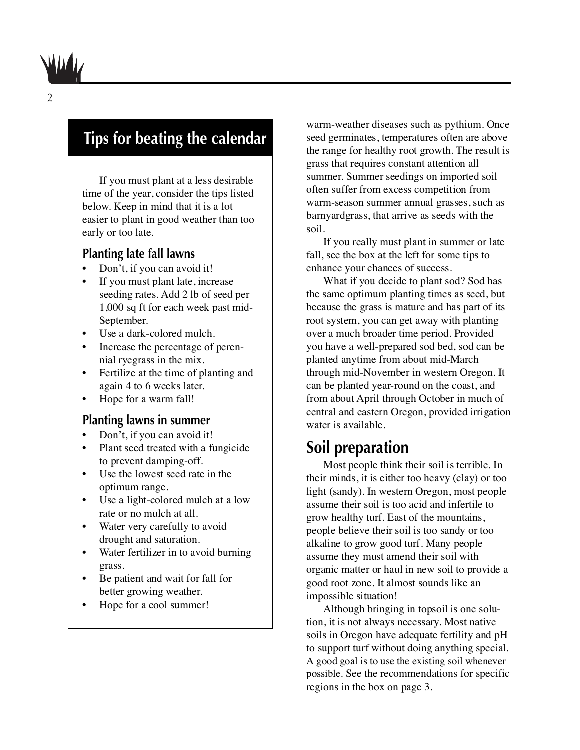## Tips for beating the calendar

If you must plant at a less desirable time of the year, consider the tips listed below. Keep in mind that it is a lot easier to plant in good weather than too early or too late.

### Planting late fall lawns

- Don't, if you can avoid it!
- If you must plant late, increase seeding rates. Add 2 lb of seed per 1,000 sq ft for each week past mid-September.
- Use a dark-colored mulch.
- Increase the percentage of perennial ryegrass in the mix.
- Fertilize at the time of planting and again 4 to 6 weeks later.
- Hope for a warm fall!

### Planting lawns in summer

- Don't, if you can avoid it!
- Plant seed treated with a fungicide to prevent damping-off.
- Use the lowest seed rate in the optimum range.
- Use a light-colored mulch at a low rate or no mulch at all.
- Water very carefully to avoid drought and saturation.
- Water fertilizer in to avoid burning grass.
- Be patient and wait for fall for better growing weather.
- Hope for a cool summer!

warm-weather diseases such as pythium. Once seed germinates, temperatures often are above the range for healthy root growth. The result is grass that requires constant attention all summer. Summer seedings on imported soil often suffer from excess competition from warm-season summer annual grasses, such as barnyardgrass, that arrive as seeds with the soil.

If you really must plant in summer or late fall, see the box at the left for some tips to enhance your chances of success.

What if you decide to plant sod? Sod has the same optimum planting times as seed, but because the grass is mature and has part of its root system, you can get away with planting over a much broader time period. Provided you have a well-prepared sod bed, sod can be planted anytime from about mid-March through mid-November in western Oregon. It can be planted year-round on the coast, and from about April through October in much of central and eastern Oregon, provided irrigation water is available.

## Soil preparation

Most people think their soil is terrible. In their minds, it is either too heavy (clay) or too light (sandy). In western Oregon, most people assume their soil is too acid and infertile to grow healthy turf. East of the mountains, people believe their soil is too sandy or too alkaline to grow good turf. Many people assume they must amend their soil with organic matter or haul in new soil to provide a good root zone. It almost sounds like an impossible situation!

Although bringing in topsoil is one solution, it is not always necessary. Most native soils in Oregon have adequate fertility and pH to support turf without doing anything special. A good goal is to use the existing soil whenever possible. See the recommendations for specific regions in the box on page 3.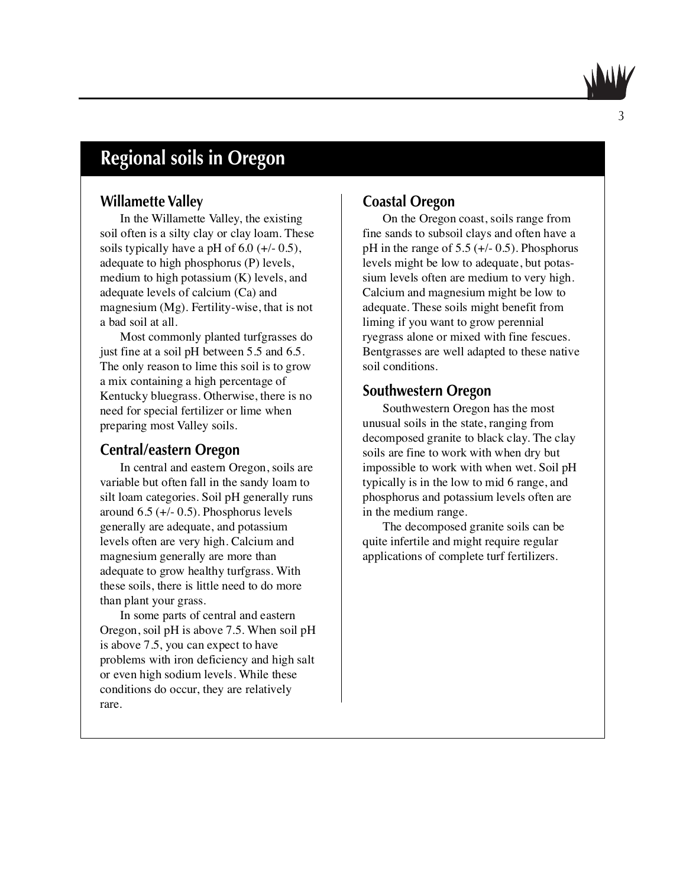## Regional soils in Oregon

### Willamette Valley

In the Willamette Valley, the existing soil often is a silty clay or clay loam. These soils typically have a pH of 6.0 (+/- 0.5), adequate to high phosphorus (P) levels, medium to high potassium (K) levels, and adequate levels of calcium (Ca) and magnesium (Mg). Fertility-wise, that is not a bad soil at all.

Most commonly planted turfgrasses do just fine at a soil pH between 5.5 and 6.5. The only reason to lime this soil is to grow a mix containing a high percentage of Kentucky bluegrass. Otherwise, there is no need for special fertilizer or lime when preparing most Valley soils.

### Central/eastern Oregon

In central and eastern Oregon, soils are variable but often fall in the sandy loam to silt loam categories. Soil pH generally runs around 6.5 (+/- 0.5). Phosphorus levels generally are adequate, and potassium levels often are very high. Calcium and magnesium generally are more than adequate to grow healthy turfgrass. With these soils, there is little need to do more than plant your grass.

In some parts of central and eastern Oregon, soil pH is above 7.5. When soil pH is above 7.5, you can expect to have problems with iron deficiency and high salt or even high sodium levels. While these conditions do occur, they are relatively rare.

### Coastal Oregon

On the Oregon coast, soils range from fine sands to subsoil clays and often have a pH in the range of 5.5 (+/- 0.5). Phosphorus levels might be low to adequate, but potassium levels often are medium to very high. Calcium and magnesium might be low to adequate. These soils might benefit from liming if you want to grow perennial ryegrass alone or mixed with fine fescues. Bentgrasses are well adapted to these native soil conditions.

### Southwestern Oregon

Southwestern Oregon has the most unusual soils in the state, ranging from decomposed granite to black clay. The clay soils are fine to work with when dry but impossible to work with when wet. Soil pH typically is in the low to mid 6 range, and phosphorus and potassium levels often are in the medium range.

The decomposed granite soils can be quite infertile and might require regular applications of complete turf fertilizers.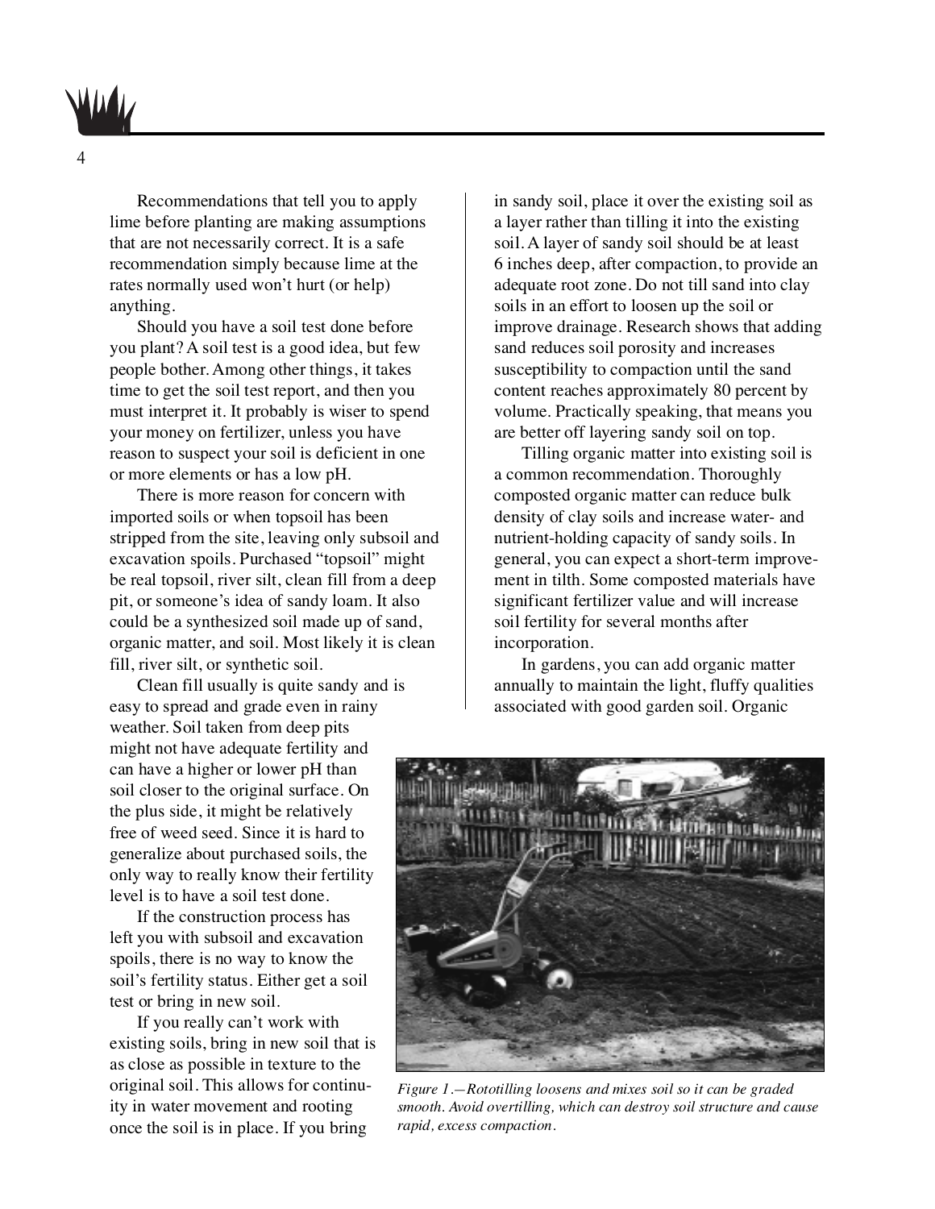Recommendations that tell you to apply lime before planting are making assumptions that are not necessarily correct. It is a safe recommendation simply because lime at the rates normally used won't hurt (or help) anything.

Should you have a soil test done before you plant? A soil test is a good idea, but few people bother. Among other things, it takes time to get the soil test report, and then you must interpret it. It probably is wiser to spend your money on fertilizer, unless you have reason to suspect your soil is deficient in one or more elements or has a low pH.

There is more reason for concern with imported soils or when topsoil has been stripped from the site, leaving only subsoil and excavation spoils. Purchased "topsoil" might be real topsoil, river silt, clean fill from a deep pit, or someone's idea of sandy loam. It also could be a synthesized soil made up of sand, organic matter, and soil. Most likely it is clean fill, river silt, or synthetic soil.

Clean fill usually is quite sandy and is easy to spread and grade even in rainy weather. Soil taken from deep pits might not have adequate fertility and can have a higher or lower pH than soil closer to the original surface. On the plus side, it might be relatively free of weed seed. Since it is hard to generalize about purchased soils, the only way to really know their fertility level is to have a soil test done.

If the construction process has left you with subsoil and excavation spoils, there is no way to know the soil's fertility status. Either get a soil test or bring in new soil.

If you really can't work with existing soils, bring in new soil that is as close as possible in texture to the original soil. This allows for continuity in water movement and rooting once the soil is in place. If you bring in sandy soil, place it over the existing soil as a layer rather than tilling it into the existing soil. A layer of sandy soil should be at least 6 inches deep, after compaction, to provide an adequate root zone. Do not till sand into clay soils in an effort to loosen up the soil or improve drainage. Research shows that adding sand reduces soil porosity and increases susceptibility to compaction until the sand content reaches approximately 80 percent by volume. Practically speaking, that means you are better off layering sandy soil on top.

Tilling organic matter into existing soil is a common recommendation. Thoroughly composted organic matter can reduce bulk density of clay soils and increase water- and nutrient-holding capacity of sandy soils. In general, you can expect a short-term improvement in tilth. Some composted materials have significant fertilizer value and will increase soil fertility for several months after incorporation.

In gardens, you can add organic matter annually to maintain the light, fluffy qualities associated with good garden soil. Organic

*Figure 1.—Rototilling loosens and mixes soil so it can be graded smooth. Avoid overtilling, which can destroy soil structure and cause rapid, excess compaction.*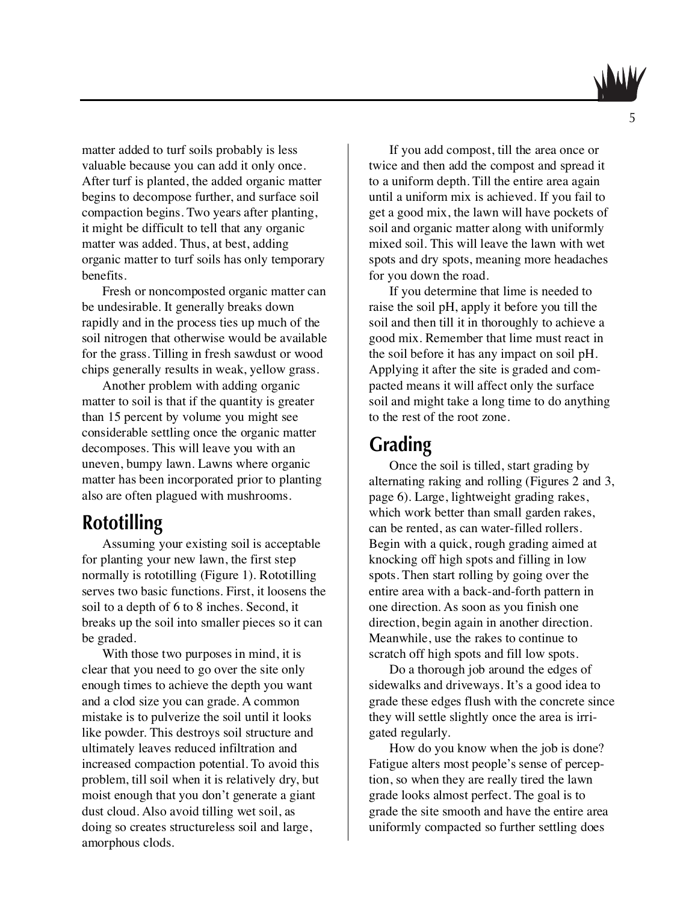matter added to turf soils probably is less valuable because you can add it only once. After turf is planted, the added organic matter begins to decompose further, and surface soil compaction begins. Two years after planting, it might be difficult to tell that any organic matter was added. Thus, at best, adding organic matter to turf soils has only temporary benefits.

Fresh or noncomposted organic matter can be undesirable. It generally breaks down rapidly and in the process ties up much of the soil nitrogen that otherwise would be available for the grass. Tilling in fresh sawdust or wood chips generally results in weak, yellow grass.

Another problem with adding organic matter to soil is that if the quantity is greater than 15 percent by volume you might see considerable settling once the organic matter decomposes. This will leave you with an uneven, bumpy lawn. Lawns where organic matter has been incorporated prior to planting also are often plagued with mushrooms.

## Rototilling

Assuming your existing soil is acceptable for planting your new lawn, the first step normally is rototilling (Figure 1). Rototilling serves two basic functions. First, it loosens the soil to a depth of 6 to 8 inches. Second, it breaks up the soil into smaller pieces so it can be graded.

With those two purposes in mind, it is clear that you need to go over the site only enough times to achieve the depth you want and a clod size you can grade. A common mistake is to pulverize the soil until it looks like powder. This destroys soil structure and ultimately leaves reduced infiltration and increased compaction potential. To avoid this problem, till soil when it is relatively dry, but moist enough that you don't generate a giant dust cloud. Also avoid tilling wet soil, as doing so creates structureless soil and large, amorphous clods.

If you add compost, till the area once or twice and then add the compost and spread it to a uniform depth. Till the entire area again until a uniform mix is achieved. If you fail to get a good mix, the lawn will have pockets of soil and organic matter along with uniformly mixed soil. This will leave the lawn with wet spots and dry spots, meaning more headaches for you down the road.

If you determine that lime is needed to raise the soil pH, apply it before you till the soil and then till it in thoroughly to achieve a good mix. Remember that lime must react in the soil before it has any impact on soil pH. Applying it after the site is graded and compacted means it will affect only the surface soil and might take a long time to do anything to the rest of the root zone.

## Grading

Once the soil is tilled, start grading by alternating raking and rolling (Figures 2 and 3, page 6). Large, lightweight grading rakes, which work better than small garden rakes, can be rented, as can water-filled rollers. Begin with a quick, rough grading aimed at knocking off high spots and filling in low spots. Then start rolling by going over the entire area with a back-and-forth pattern in one direction. As soon as you finish one direction, begin again in another direction. Meanwhile, use the rakes to continue to scratch off high spots and fill low spots.

Do a thorough job around the edges of sidewalks and driveways. It's a good idea to grade these edges flush with the concrete since they will settle slightly once the area is irrigated regularly.

How do you know when the job is done? Fatigue alters most people's sense of perception, so when they are really tired the lawn grade looks almost perfect. The goal is to grade the site smooth and have the entire area uniformly compacted so further settling does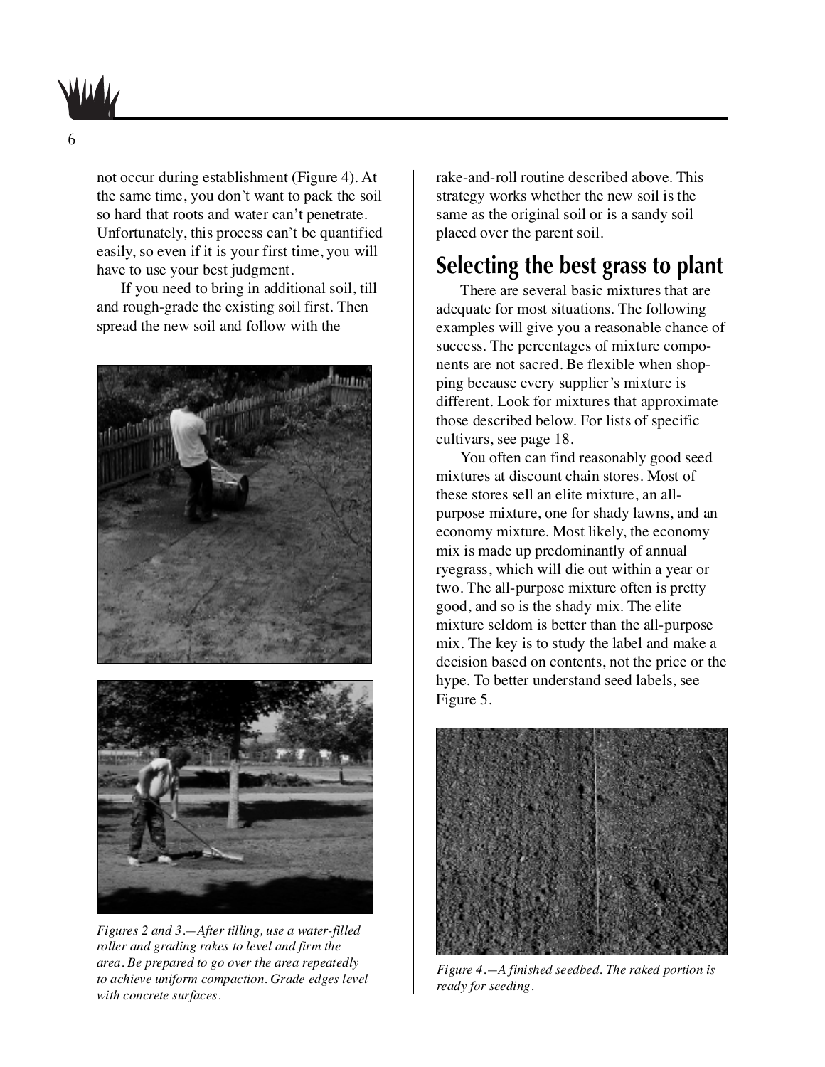not occur during establishment (Figure 4). At the same time, you don't want to pack the soil so hard that roots and water can't penetrate. Unfortunately, this process can't be quantified easily, so even if it is your first time, you will have to use your best judgment.

If you need to bring in additional soil, till and rough-grade the existing soil first. Then spread the new soil and follow with the rake-and-roll routine described above. This strategy works whether the new soil is the same as the original soil or is a sandy soil placed over the parent soil.

*Figures 2 and 3.—After tilling, use a water-filled roller and grading rakes to level and firm the area. Be prepared to go over the area repeatedly to achieve uniform compaction. Grade edges level with concrete surfaces.*

## Selecting the best grass to plant

There are several basic mixtures that are adequate for most situations. The following examples will give you a reasonable chance of success. The percentages of mixture components are not sacred. Be flexible when shopping because every supplier's mixture is different. Look for mixtures that approximate those described below. For lists of specific cultivars, see page 18.

You often can find reasonably good seed mixtures at discount chain stores. Most of these stores sell an elite mixture, an all-purpose mixture, one for shady lawns, and an economy mixture. Most likely, the economy mix is made up predominantly of annual ryegrass, which will die out within a year or two. The all-purpose mixture often is pretty good, and so is the shady mix. The elite mixture seldom is better than the all-purpose mix. The key is to study the label and make a decision based on contents, not the price or the hype. To better understand seed labels, see Figure 5.

*Figure 4.—A finished seedbed. The raked portion is ready for seeding.*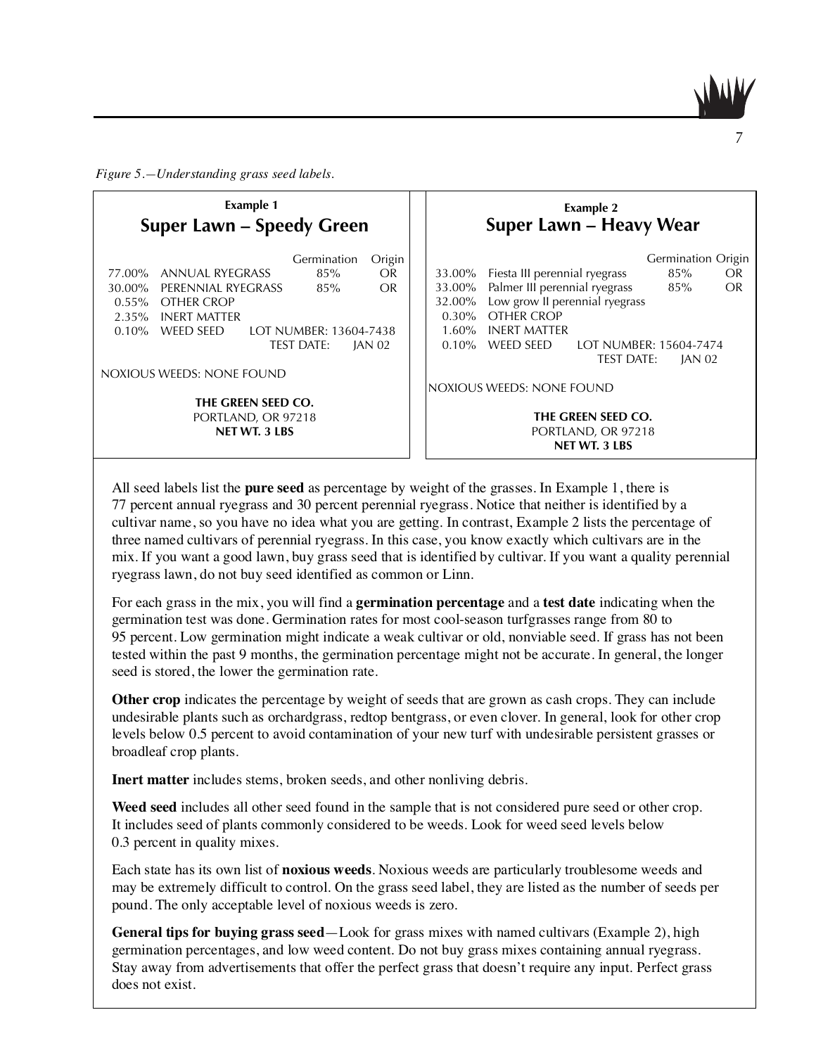*Figure 5.—Understanding grass seed labels.*

**Example 1**

**Super Lawn – Speedy Green**

| | | Germination | Origin |
|---|---|---|---|
| 77.00% | ANNUAL RYEGRASS | 85% | OR |
| 30.00% | PERENNIAL RYEGRASS | 85% | OR |
| 0.55% | OTHER CROP | | |
| 2.35% | INERT MATTER | | |
| 0.10% | WEED SEED | LOT NUMBER: 13604-7438 | |
| | | TEST DATE: | JAN 02 |

NOXIOUS WEEDS: NONE FOUND

**THE GREEN SEED CO.**
PORTLAND, OR 97218
**NET WT. 3 LBS**

**Example 2**

**Super Lawn – Heavy Wear**

| | | Germination | Origin |
|---|---|---|---|
| 33.00% | Fiesta III perennial ryegrass | 85% | OR |
| 33.00% | Palmer III perennial ryegrass | 85% | OR |
| 32.00% | Low grow II perennial ryegrass | | |
| 0.30% | OTHER CROP | | |
| 1.60% | INERT MATTER | | |
| 0.10% | WEED SEED | LOT NUMBER: 15604-7474 | |
| | | TEST DATE: | JAN 02 |

NOXIOUS WEEDS: NONE FOUND

**THE GREEN SEED CO.**
PORTLAND, OR 97218
**NET WT. 3 LBS**

All seed labels list the **pure seed** as percentage by weight of the grasses. In Example 1, there is 77 percent annual ryegrass and 30 percent perennial ryegrass. Notice that neither is identified by a cultivar name, so you have no idea what you are getting. In contrast, Example 2 lists the percentage of three named cultivars of perennial ryegrass. In this case, you know exactly which cultivars are in the mix. If you want a good lawn, buy grass seed that is identified by cultivar. If you want a quality perennial ryegrass lawn, do not buy seed identified as common or Linn.

For each grass in the mix, you will find a **germination percentage** and a **test date** indicating when the germination test was done. Germination rates for most cool-season turfgrasses range from 80 to 95 percent. Low germination might indicate a weak cultivar or old, nonviable seed. If grass has not been tested within the past 9 months, the germination percentage might not be accurate. In general, the longer seed is stored, the lower the germination rate.

**Other crop** indicates the percentage by weight of seeds that are grown as cash crops. They can include undesirable plants such as orchardgrass, redtop bentgrass, or even clover. In general, look for other crop levels below 0.5 percent to avoid contamination of your new turf with undesirable persistent grasses or broadleaf crop plants.

**Inert matter** includes stems, broken seeds, and other nonliving debris.

**Weed seed** includes all other seed found in the sample that is not considered pure seed or other crop. It includes seed of plants commonly considered to be weeds. Look for weed seed levels below 0.3 percent in quality mixes.

Each state has its own list of **noxious weeds**. Noxious weeds are particularly troublesome weeds and may be extremely difficult to control. On the grass seed label, they are listed as the number of seeds per pound. The only acceptable level of noxious weeds is zero.

**General tips for buying grass seed**—Look for grass mixes with named cultivars (Example 2), high germination percentages, and low weed content. Do not buy grass mixes containing annual ryegrass. Stay away from advertisements that offer the perfect grass that doesn't require any input. Perfect grass does not exist.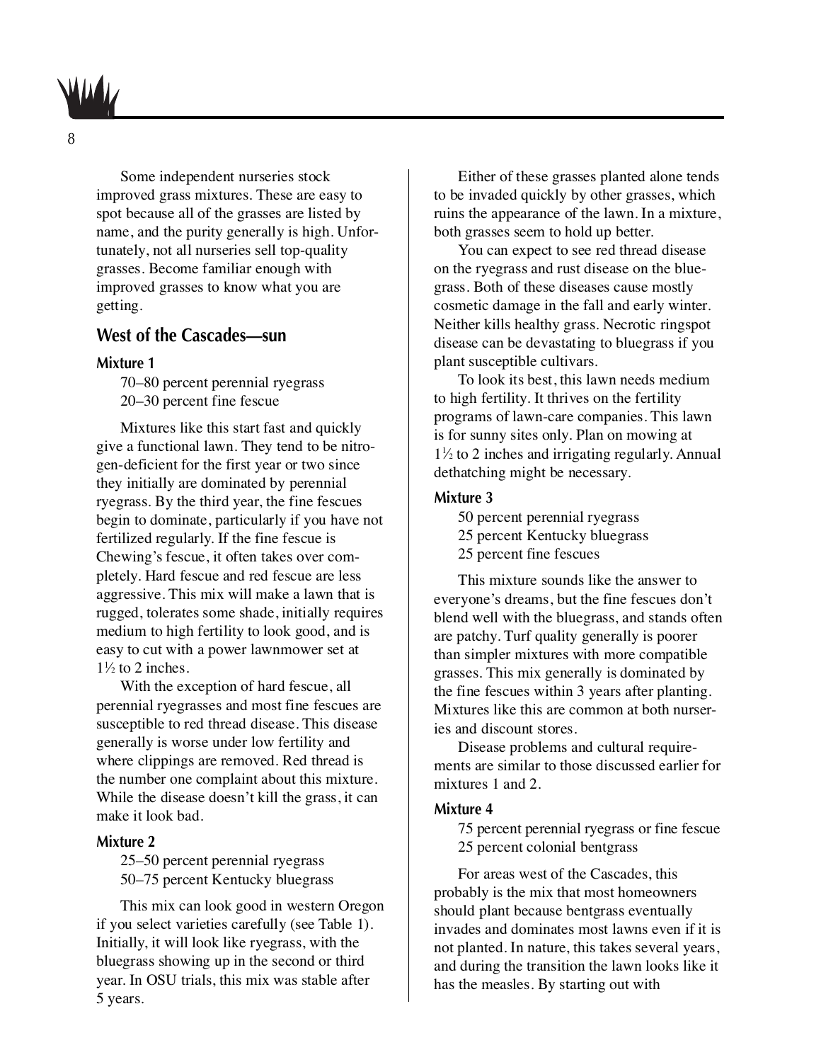Some independent nurseries stock improved grass mixtures. These are easy to spot because all of the grasses are listed by name, and the purity generally is high. Unfortunately, not all nurseries sell top-quality grasses. Become familiar enough with improved grasses to know what you are getting.

## West of the Cascades—sun

### Mixture 1

70–80 percent perennial ryegrass
20–30 percent fine fescue

Mixtures like this start fast and quickly give a functional lawn. They tend to be nitrogen-deficient for the first year or two since they initially are dominated by perennial ryegrass. By the third year, the fine fescues begin to dominate, particularly if you have not fertilized regularly. If the fine fescue is Chewing's fescue, it often takes over completely. Hard fescue and red fescue are less aggressive. This mix will make a lawn that is rugged, tolerates some shade, initially requires medium to high fertility to look good, and is easy to cut with a power lawnmower set at 1½ to 2 inches.

With the exception of hard fescue, all perennial ryegrasses and most fine fescues are susceptible to red thread disease. This disease generally is worse under low fertility and where clippings are removed. Red thread is the number one complaint about this mixture. While the disease doesn't kill the grass, it can make it look bad.

### Mixture 2

25–50 percent perennial ryegrass
50–75 percent Kentucky bluegrass

This mix can look good in western Oregon if you select varieties carefully (see Table 1). Initially, it will look like ryegrass, with the bluegrass showing up in the second or third year. In OSU trials, this mix was stable after 5 years.

Either of these grasses planted alone tends to be invaded quickly by other grasses, which ruins the appearance of the lawn. In a mixture, both grasses seem to hold up better.

You can expect to see red thread disease on the ryegrass and rust disease on the bluegrass. Both of these diseases cause mostly cosmetic damage in the fall and early winter. Neither kills healthy grass. Necrotic ringspot disease can be devastating to bluegrass if you plant susceptible cultivars.

To look its best, this lawn needs medium to high fertility. It thrives on the fertility programs of lawn-care companies. This lawn is for sunny sites only. Plan on mowing at 1½ to 2 inches and irrigating regularly. Annual dethatching might be necessary.

### Mixture 3

50 percent perennial ryegrass
25 percent Kentucky bluegrass
25 percent fine fescues

This mixture sounds like the answer to everyone's dreams, but the fine fescues don't blend well with the bluegrass, and stands often are patchy. Turf quality generally is poorer than simpler mixtures with more compatible grasses. This mix generally is dominated by the fine fescues within 3 years after planting. Mixtures like this are common at both nurseries and discount stores.

Disease problems and cultural requirements are similar to those discussed earlier for mixtures 1 and 2.

### Mixture 4

75 percent perennial ryegrass or fine fescue
25 percent colonial bentgrass

For areas west of the Cascades, this probably is the mix that most homeowners should plant because bentgrass eventually invades and dominates most lawns even if it is not planted. In nature, this takes several years, and during the transition the lawn looks like it has the measles. By starting out with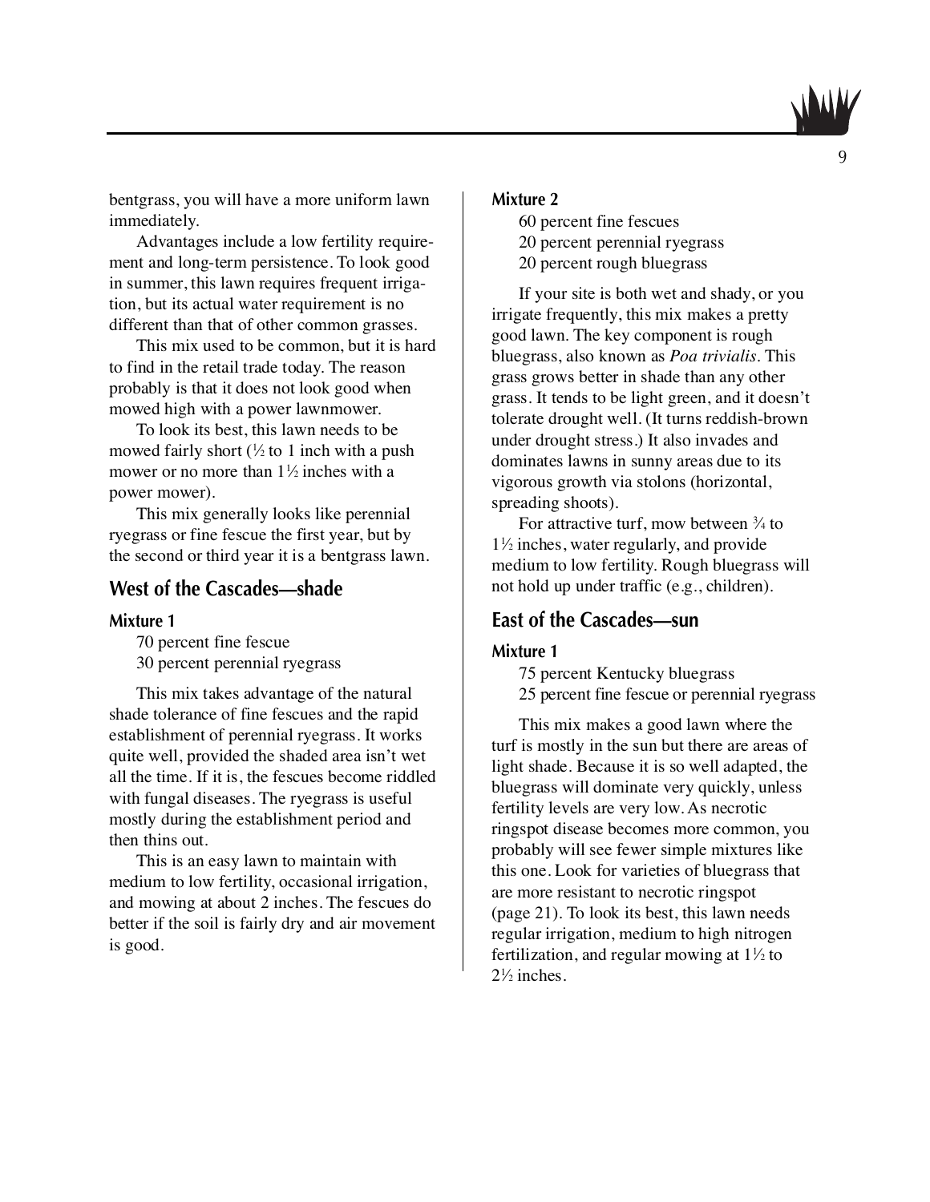bentgrass, you will have a more uniform lawn immediately.

Advantages include a low fertility requirement and long-term persistence. To look good in summer, this lawn requires frequent irrigation, but its actual water requirement is no different than that of other common grasses.

This mix used to be common, but it is hard to find in the retail trade today. The reason probably is that it does not look good when mowed high with a power lawnmower.

To look its best, this lawn needs to be mowed fairly short (½ to 1 inch with a push mower or no more than 1½ inches with a power mower).

This mix generally looks like perennial ryegrass or fine fescue the first year, but by the second or third year it is a bentgrass lawn.

## West of the Cascades—shade

### Mixture 1

70 percent fine fescue
30 percent perennial ryegrass

This mix takes advantage of the natural shade tolerance of fine fescues and the rapid establishment of perennial ryegrass. It works quite well, provided the shaded area isn't wet all the time. If it is, the fescues become riddled with fungal diseases. The ryegrass is useful mostly during the establishment period and then thins out.

This is an easy lawn to maintain with medium to low fertility, occasional irrigation, and mowing at about 2 inches. The fescues do better if the soil is fairly dry and air movement is good.

### Mixture 2

60 percent fine fescues
20 percent perennial ryegrass
20 percent rough bluegrass

If your site is both wet and shady, or you irrigate frequently, this mix makes a pretty good lawn. The key component is rough bluegrass, also known as *Poa trivialis*. This grass grows better in shade than any other grass. It tends to be light green, and it doesn't tolerate drought well. (It turns reddish-brown under drought stress.) It also invades and dominates lawns in sunny areas due to its vigorous growth via stolons (horizontal, spreading shoots).

For attractive turf, mow between ¾ to 1½ inches, water regularly, and provide medium to low fertility. Rough bluegrass will not hold up under traffic (e.g., children).

## East of the Cascades—sun

### Mixture 1

75 percent Kentucky bluegrass
25 percent fine fescue or perennial ryegrass

This mix makes a good lawn where the turf is mostly in the sun but there are areas of light shade. Because it is so well adapted, the bluegrass will dominate very quickly, unless fertility levels are very low. As necrotic ringspot disease becomes more common, you probably will see fewer simple mixtures like this one. Look for varieties of bluegrass that are more resistant to necrotic ringspot (page 21). To look its best, this lawn needs regular irrigation, medium to high nitrogen fertilization, and regular mowing at 1½ to 2½ inches.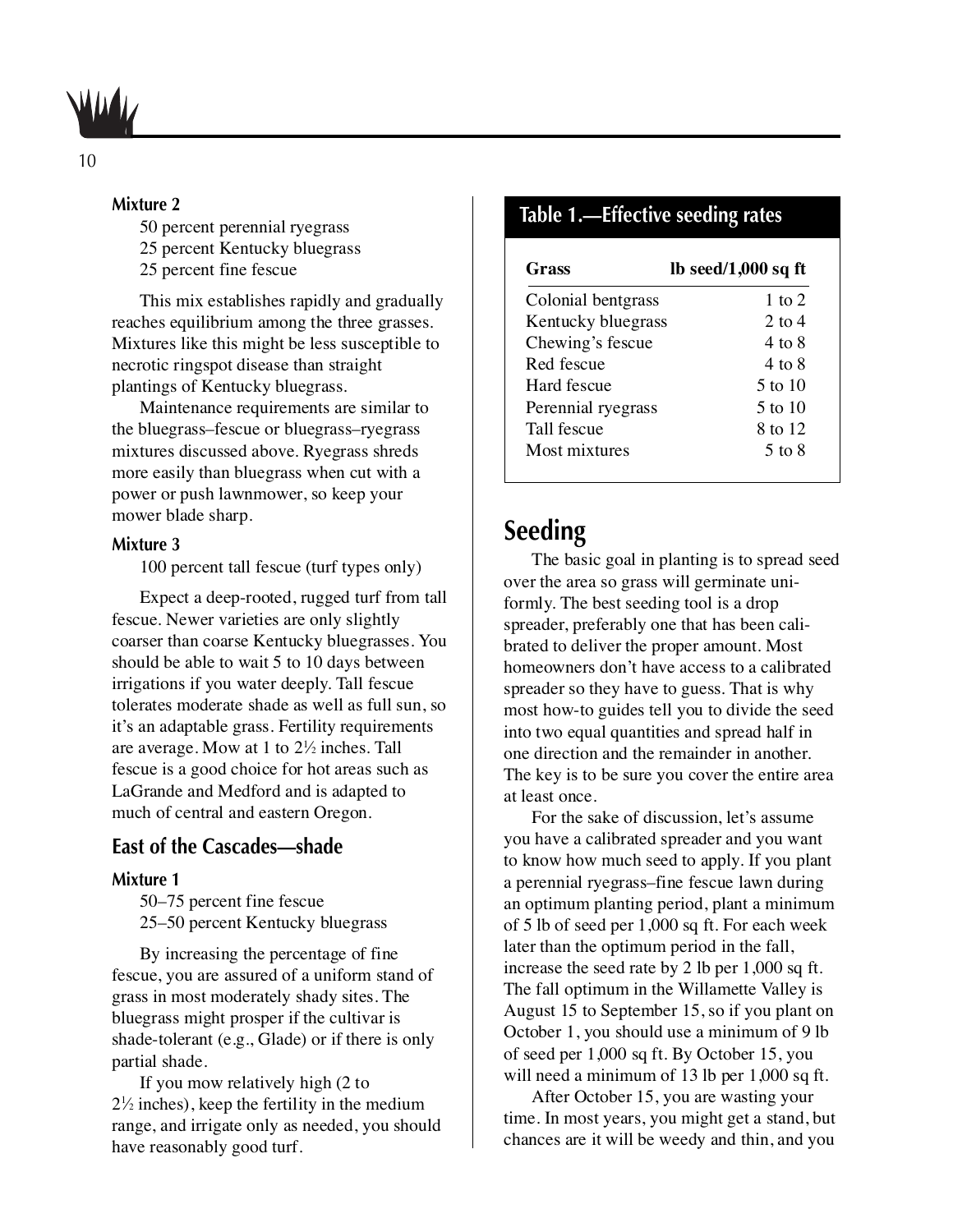#### Mixture 2

50 percent perennial ryegrass
25 percent Kentucky bluegrass
25 percent fine fescue

This mix establishes rapidly and gradually reaches equilibrium among the three grasses. Mixtures like this might be less susceptible to necrotic ringspot disease than straight plantings of Kentucky bluegrass.

Maintenance requirements are similar to the bluegrass–fescue or bluegrass–ryegrass mixtures discussed above. Ryegrass shreds more easily than bluegrass when cut with a power or push lawnmower, so keep your mower blade sharp.

#### Mixture 3

100 percent tall fescue (turf types only)

Expect a deep-rooted, rugged turf from tall fescue. Newer varieties are only slightly coarser than coarse Kentucky bluegrasses. You should be able to wait 5 to 10 days between irrigations if you water deeply. Tall fescue tolerates moderate shade as well as full sun, so it's an adaptable grass. Fertility requirements are average. Mow at 1 to 2½ inches. Tall fescue is a good choice for hot areas such as LaGrande and Medford and is adapted to much of central and eastern Oregon.

### East of the Cascades—shade

#### Mixture 1

50–75 percent fine fescue
25–50 percent Kentucky bluegrass

By increasing the percentage of fine fescue, you are assured of a uniform stand of grass in most moderately shady sites. The bluegrass might prosper if the cultivar is shade-tolerant (e.g., Glade) or if there is only partial shade.

If you mow relatively high (2 to 2½ inches), keep the fertility in the medium range, and irrigate only as needed, you should have reasonably good turf.

**Table 1.—Effective seeding rates**

| Grass | lb seed/1,000 sq ft |
|---|---|
| Colonial bentgrass | 1 to 2 |
| Kentucky bluegrass | 2 to 4 |
| Chewing's fescue | 4 to 8 |
| Red fescue | 4 to 8 |
| Hard fescue | 5 to 10 |
| Perennial ryegrass | 5 to 10 |
| Tall fescue | 8 to 12 |
| Most mixtures | 5 to 8 |

## Seeding

The basic goal in planting is to spread seed over the area so grass will germinate uniformly. The best seeding tool is a drop spreader, preferably one that has been calibrated to deliver the proper amount. Most homeowners don't have access to a calibrated spreader so they have to guess. That is why most how-to guides tell you to divide the seed into two equal quantities and spread half in one direction and the remainder in another. The key is to be sure you cover the entire area at least once.

For the sake of discussion, let's assume you have a calibrated spreader and you want to know how much seed to apply. If you plant a perennial ryegrass–fine fescue lawn during an optimum planting period, plant a minimum of 5 lb of seed per 1,000 sq ft. For each week later than the optimum period in the fall, increase the seed rate by 2 lb per 1,000 sq ft. The fall optimum in the Willamette Valley is August 15 to September 15, so if you plant on October 1, you should use a minimum of 9 lb of seed per 1,000 sq ft. By October 15, you will need a minimum of 13 lb per 1,000 sq ft.

After October 15, you are wasting your time. In most years, you might get a stand, but chances are it will be weedy and thin, and you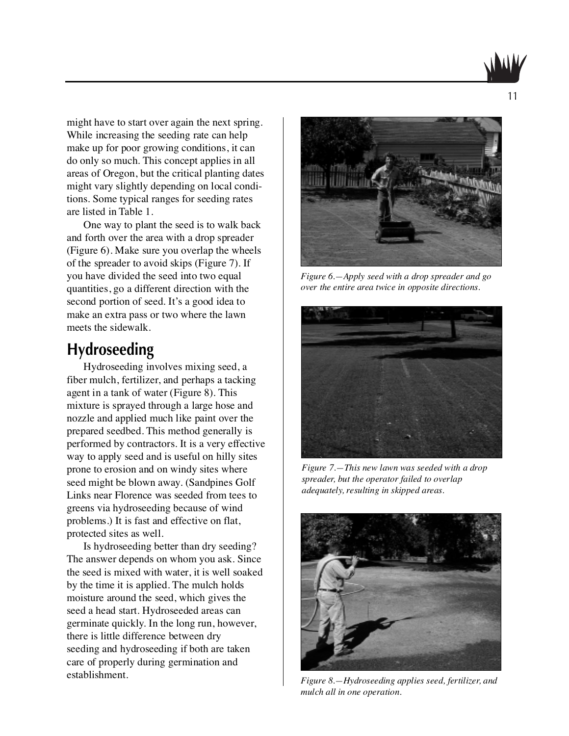might have to start over again the next spring. While increasing the seeding rate can help make up for poor growing conditions, it can do only so much. This concept applies in all areas of Oregon, but the critical planting dates might vary slightly depending on local conditions. Some typical ranges for seeding rates are listed in Table 1.

One way to plant the seed is to walk back and forth over the area with a drop spreader (Figure 6). Make sure you overlap the wheels of the spreader to avoid skips (Figure 7). If you have divided the seed into two equal quantities, go a different direction with the second portion of seed. It's a good idea to make an extra pass or two where the lawn meets the sidewalk.

## Hydroseeding

Hydroseeding involves mixing seed, a fiber mulch, fertilizer, and perhaps a tacking agent in a tank of water (Figure 8). This mixture is sprayed through a large hose and nozzle and applied much like paint over the prepared seedbed. This method generally is performed by contractors. It is a very effective way to apply seed and is useful on hilly sites prone to erosion and on windy sites where seed might be blown away. (Sandpines Golf Links near Florence was seeded from tees to greens via hydroseeding because of wind problems.) It is fast and effective on flat, protected sites as well.

Is hydroseeding better than dry seeding? The answer depends on whom you ask. Since the seed is mixed with water, it is well soaked by the time it is applied. The mulch holds moisture around the seed, which gives the seed a head start. Hydroseeded areas can germinate quickly. In the long run, however, there is little difference between dry seeding and hydroseeding if both are taken care of properly during germination and establishment.

*Figure 6.—Apply seed with a drop spreader and go over the entire area twice in opposite directions.*

*Figure 7.—This new lawn was seeded with a drop spreader, but the operator failed to overlap adequately, resulting in skipped areas.*

*Figure 8.—Hydroseeding applies seed, fertilizer, and mulch all in one operation.*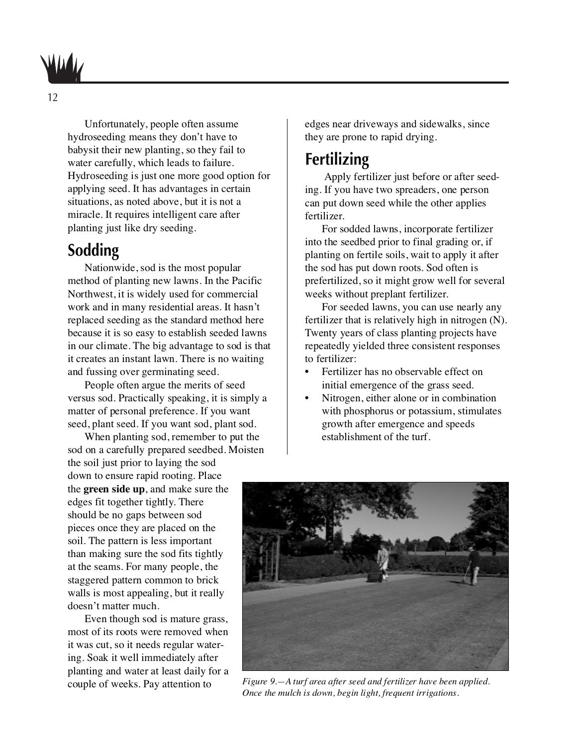Unfortunately, people often assume hydroseeding means they don't have to babysit their new planting, so they fail to water carefully, which leads to failure. Hydroseeding is just one more good option for applying seed. It has advantages in certain situations, as noted above, but it is not a miracle. It requires intelligent care after planting just like dry seeding.

## Sodding

Nationwide, sod is the most popular method of planting new lawns. In the Pacific Northwest, it is widely used for commercial work and in many residential areas. It hasn't replaced seeding as the standard method here because it is so easy to establish seeded lawns in our climate. The big advantage to sod is that it creates an instant lawn. There is no waiting and fussing over germinating seed.

People often argue the merits of seed versus sod. Practically speaking, it is simply a matter of personal preference. If you want seed, plant seed. If you want sod, plant sod.

When planting sod, remember to put the sod on a carefully prepared seedbed. Moisten the soil just prior to laying the sod down to ensure rapid rooting. Place the **green side up**, and make sure the edges fit together tightly. There should be no gaps between sod pieces once they are placed on the soil. The pattern is less important than making sure the sod fits tightly at the seams. For many people, the staggered pattern common to brick walls is most appealing, but it really doesn't matter much.

Even though sod is mature grass, most of its roots were removed when it was cut, so it needs regular watering. Soak it well immediately after planting and water at least daily for a couple of weeks. Pay attention to edges near driveways and sidewalks, since they are prone to rapid drying.

## Fertilizing

Apply fertilizer just before or after seeding. If you have two spreaders, one person can put down seed while the other applies fertilizer.

For sodded lawns, incorporate fertilizer into the seedbed prior to final grading or, if planting on fertile soils, wait to apply it after the sod has put down roots. Sod often is prefertilized, so it might grow well for several weeks without preplant fertilizer.

For seeded lawns, you can use nearly any fertilizer that is relatively high in nitrogen (N). Twenty years of class planting projects have repeatedly yielded three consistent responses to fertilizer:

- Fertilizer has no observable effect on initial emergence of the grass seed.
- Nitrogen, either alone or in combination with phosphorus or potassium, stimulates growth after emergence and speeds establishment of the turf.

*Figure 9.—A turf area after seed and fertilizer have been applied. Once the mulch is down, begin light, frequent irrigations.*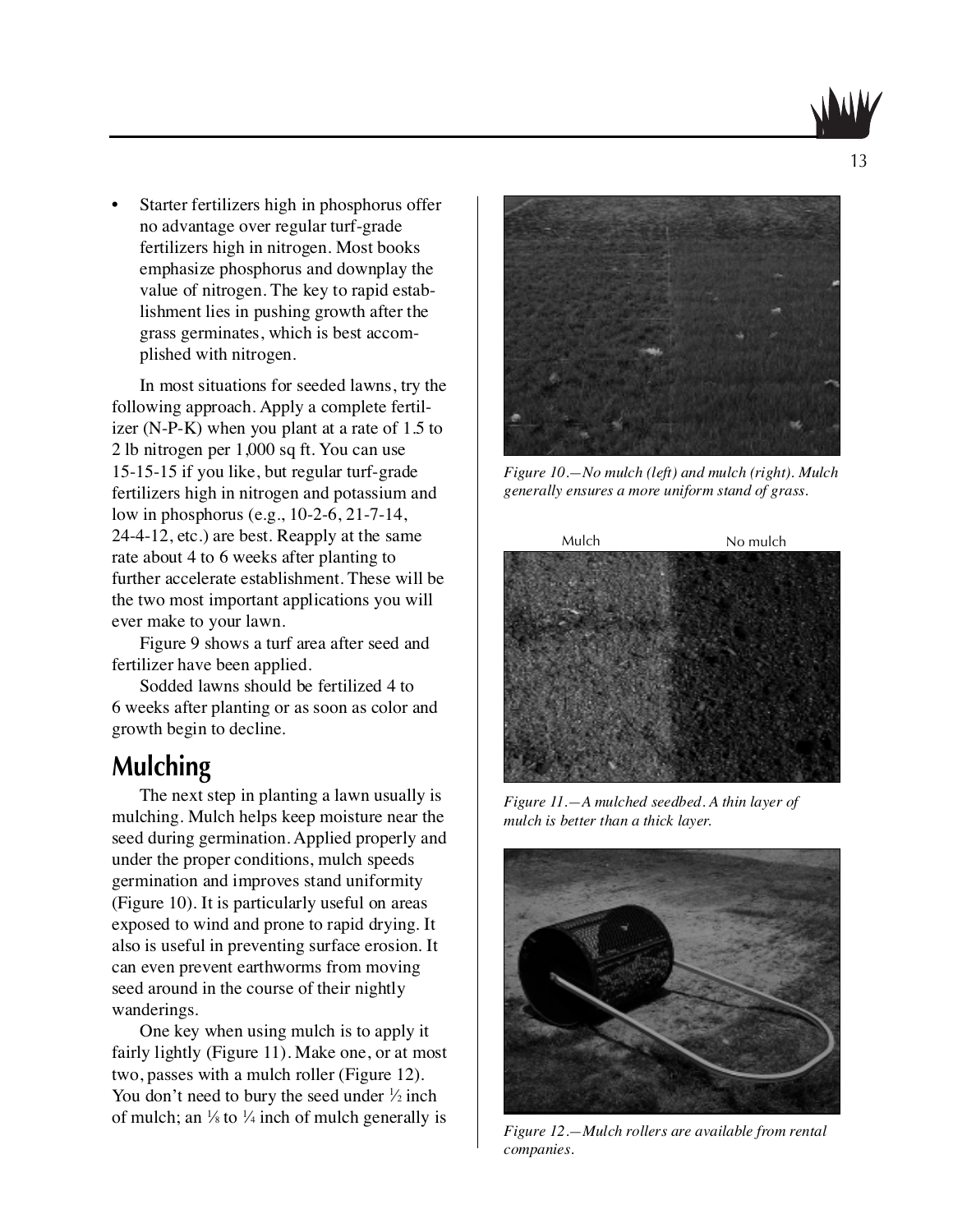- Starter fertilizers high in phosphorus offer no advantage over regular turf-grade fertilizers high in nitrogen. Most books emphasize phosphorus and downplay the value of nitrogen. The key to rapid establishment lies in pushing growth after the grass germinates, which is best accomplished with nitrogen.

In most situations for seeded lawns, try the following approach. Apply a complete fertilizer (N-P-K) when you plant at a rate of 1.5 to 2 lb nitrogen per 1,000 sq ft. You can use 15-15-15 if you like, but regular turf-grade fertilizers high in nitrogen and potassium and low in phosphorus (e.g., 10-2-6, 21-7-14, 24-4-12, etc.) are best. Reapply at the same rate about 4 to 6 weeks after planting to further accelerate establishment. These will be the two most important applications you will ever make to your lawn.

Figure 9 shows a turf area after seed and fertilizer have been applied.

Sodded lawns should be fertilized 4 to 6 weeks after planting or as soon as color and growth begin to decline.

## Mulching

The next step in planting a lawn usually is mulching. Mulch helps keep moisture near the seed during germination. Applied properly and under the proper conditions, mulch speeds germination and improves stand uniformity (Figure 10). It is particularly useful on areas exposed to wind and prone to rapid drying. It also is useful in preventing surface erosion. It can even prevent earthworms from moving seed around in the course of their nightly wanderings.

One key when using mulch is to apply it fairly lightly (Figure 11). Make one, or at most two, passes with a mulch roller (Figure 12). You don't need to bury the seed under ½ inch of mulch; an ⅛ to ¼ inch of mulch generally is

*Figure 10.—No mulch (left) and mulch (right). Mulch generally ensures a more uniform stand of grass.*

Mulch No mulch

*Figure 11.—A mulched seedbed. A thin layer of mulch is better than a thick layer.*

*Figure 12.—Mulch rollers are available from rental companies.*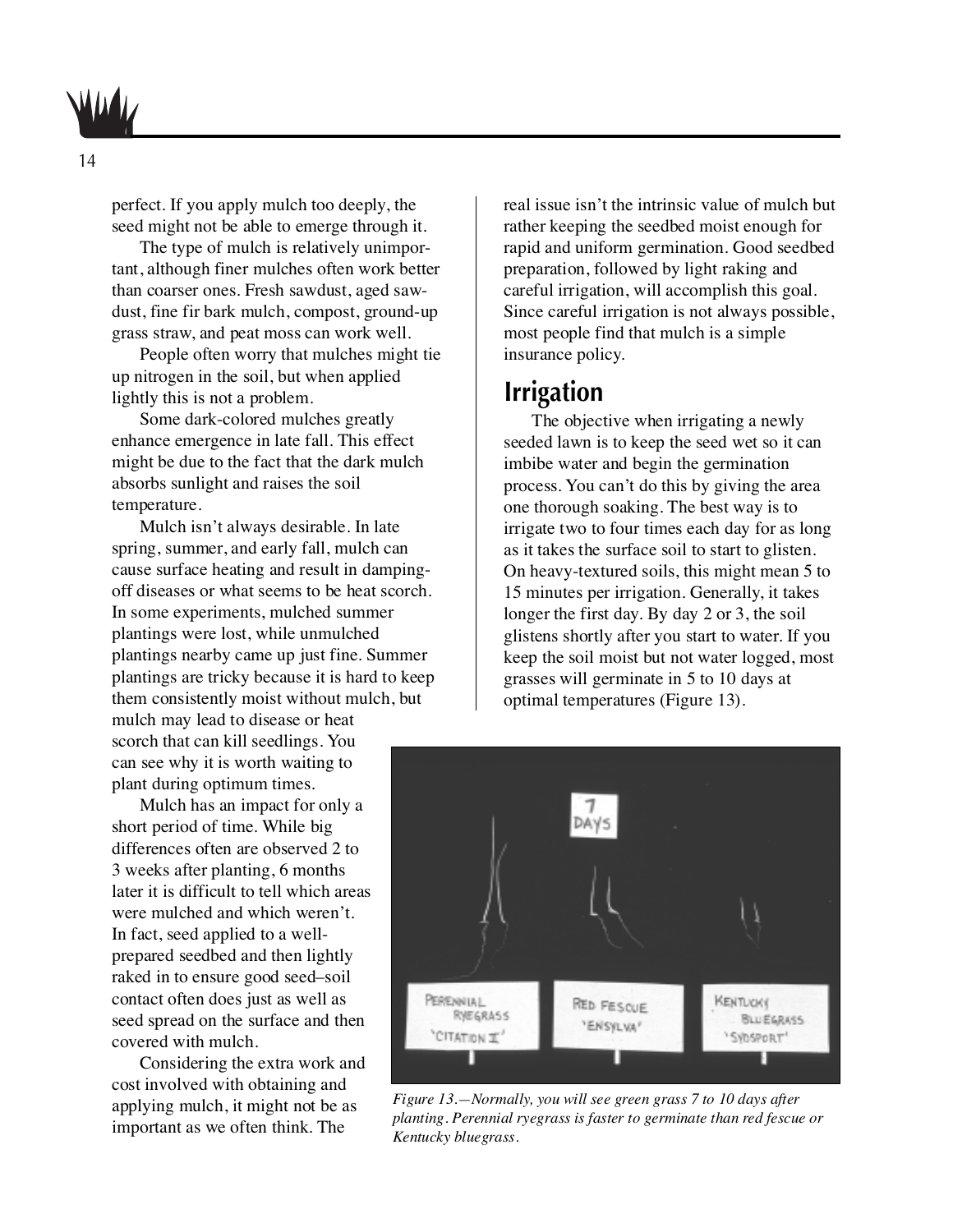perfect. If you apply mulch too deeply, the seed might not be able to emerge through it.

The type of mulch is relatively unimportant, although finer mulches often work better than coarser ones. Fresh sawdust, aged sawdust, fine fir bark mulch, compost, ground-up grass straw, and peat moss can work well.

People often worry that mulches might tie up nitrogen in the soil, but when applied lightly this is not a problem.

Some dark-colored mulches greatly enhance emergence in late fall. This effect might be due to the fact that the dark mulch absorbs sunlight and raises the soil temperature.

Mulch isn't always desirable. In late spring, summer, and early fall, mulch can cause surface heating and result in damping-off diseases or what seems to be heat scorch. In some experiments, mulched summer plantings were lost, while unmulched plantings nearby came up just fine. Summer plantings are tricky because it is hard to keep them consistently moist without mulch, but mulch may lead to disease or heat scorch that can kill seedlings. You can see why it is worth waiting to plant during optimum times.

Mulch has an impact for only a short period of time. While big differences often are observed 2 to 3 weeks after planting, 6 months later it is difficult to tell which areas were mulched and which weren't. In fact, seed applied to a well-prepared seedbed and then lightly raked in to ensure good seed–soil contact often does just as well as seed spread on the surface and then covered with mulch.

Considering the extra work and cost involved with obtaining and applying mulch, it might not be as important as we often think. The real issue isn't the intrinsic value of mulch but rather keeping the seedbed moist enough for rapid and uniform germination. Good seedbed preparation, followed by light raking and careful irrigation, will accomplish this goal. Since careful irrigation is not always possible, most people find that mulch is a simple insurance policy.

## Irrigation

The objective when irrigating a newly seeded lawn is to keep the seed wet so it can imbibe water and begin the germination process. You can't do this by giving the area one thorough soaking. The best way is to irrigate two to four times each day for as long as it takes the surface soil to start to glisten. On heavy-textured soils, this might mean 5 to 15 minutes per irrigation. Generally, it takes longer the first day. By day 2 or 3, the soil glistens shortly after you start to water. If you keep the soil moist but not water logged, most grasses will germinate in 5 to 10 days at optimal temperatures (Figure 13).

*Figure 13.—Normally, you will see green grass 7 to 10 days after planting. Perennial ryegrass is faster to germinate than red fescue or Kentucky bluegrass.*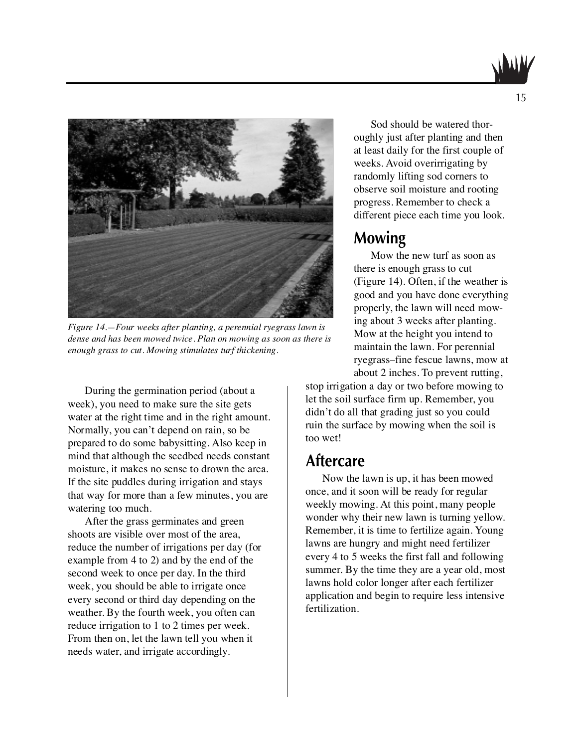Figure 14.—Four weeks after planting, a perennial ryegrass lawn is dense and has been mowed twice. Plan on mowing as soon as there is enough grass to cut. Mowing stimulates turf thickening.

During the germination period (about a week), you need to make sure the site gets water at the right time and in the right amount. Normally, you can't depend on rain, so be prepared to do some babysitting. Also keep in mind that although the seedbed needs constant moisture, it makes no sense to drown the area. If the site puddles during irrigation and stays that way for more than a few minutes, you are watering too much.

After the grass germinates and green shoots are visible over most of the area, reduce the number of irrigations per day (for example from 4 to 2) and by the end of the second week to once per day. In the third week, you should be able to irrigate once every second or third day depending on the weather. By the fourth week, you often can reduce irrigation to 1 to 2 times per week. From then on, let the lawn tell you when it needs water, and irrigate accordingly.

Sod should be watered thoroughly just after planting and then at least daily for the first couple of weeks. Avoid overirrigating by randomly lifting sod corners to observe soil moisture and rooting progress. Remember to check a different piece each time you look.

## Mowing

Mow the new turf as soon as there is enough grass to cut (Figure 14). Often, if the weather is good and you have done everything properly, the lawn will need mowing about 3 weeks after planting. Mow at the height you intend to maintain the lawn. For perennial ryegrass–fine fescue lawns, mow at about 2 inches. To prevent rutting, stop irrigation a day or two before mowing to let the soil surface firm up. Remember, you didn't do all that grading just so you could ruin the surface by mowing when the soil is too wet!

## Aftercare

Now the lawn is up, it has been mowed once, and it soon will be ready for regular weekly mowing. At this point, many people wonder why their new lawn is turning yellow. Remember, it is time to fertilize again. Young lawns are hungry and might need fertilizer every 4 to 5 weeks the first fall and following summer. By the time they are a year old, most lawns hold color longer after each fertilizer application and begin to require less intensive fertilization.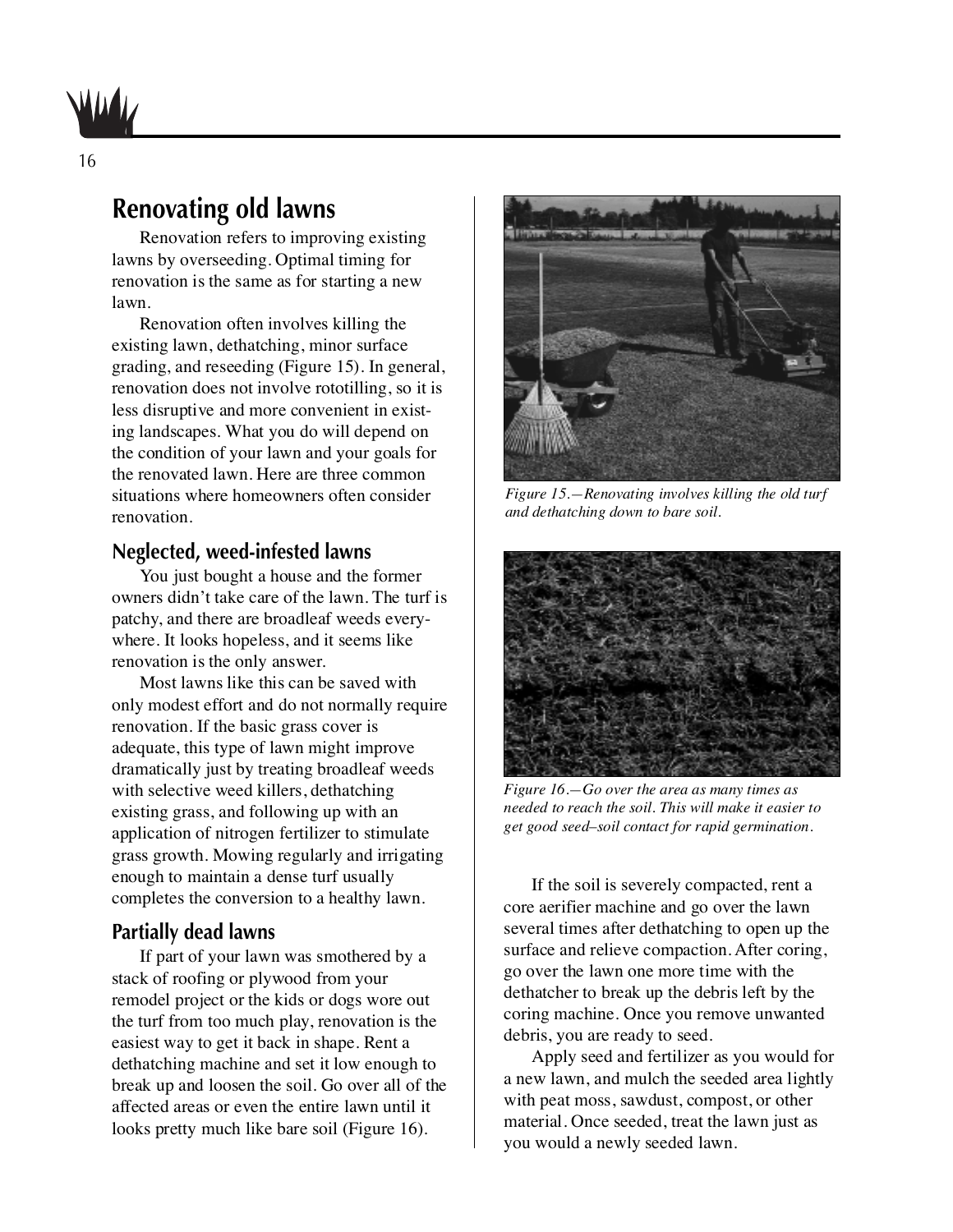## Renovating old lawns

Renovation refers to improving existing lawns by overseeding. Optimal timing for renovation is the same as for starting a new lawn.

Renovation often involves killing the existing lawn, dethatching, minor surface grading, and reseeding (Figure 15). In general, renovation does not involve rototilling, so it is less disruptive and more convenient in existing landscapes. What you do will depend on the condition of your lawn and your goals for the renovated lawn. Here are three common situations where homeowners often consider renovation.

### Neglected, weed-infested lawns

You just bought a house and the former owners didn't take care of the lawn. The turf is patchy, and there are broadleaf weeds everywhere. It looks hopeless, and it seems like renovation is the only answer.

Most lawns like this can be saved with only modest effort and do not normally require renovation. If the basic grass cover is adequate, this type of lawn might improve dramatically just by treating broadleaf weeds with selective weed killers, dethatching existing grass, and following up with an application of nitrogen fertilizer to stimulate grass growth. Mowing regularly and irrigating enough to maintain a dense turf usually completes the conversion to a healthy lawn.

### Partially dead lawns

If part of your lawn was smothered by a stack of roofing or plywood from your remodel project or the kids or dogs wore out the turf from too much play, renovation is the easiest way to get it back in shape. Rent a dethatching machine and set it low enough to break up and loosen the soil. Go over all of the affected areas or even the entire lawn until it looks pretty much like bare soil (Figure 16).

*Figure 15.—Renovating involves killing the old turf and dethatching down to bare soil.*

*Figure 16.—Go over the area as many times as needed to reach the soil. This will make it easier to get good seed–soil contact for rapid germination.*

If the soil is severely compacted, rent a core aerifier machine and go over the lawn several times after dethatching to open up the surface and relieve compaction. After coring, go over the lawn one more time with the dethatcher to break up the debris left by the coring machine. Once you remove unwanted debris, you are ready to seed.

Apply seed and fertilizer as you would for a new lawn, and mulch the seeded area lightly with peat moss, sawdust, compost, or other material. Once seeded, treat the lawn just as you would a newly seeded lawn.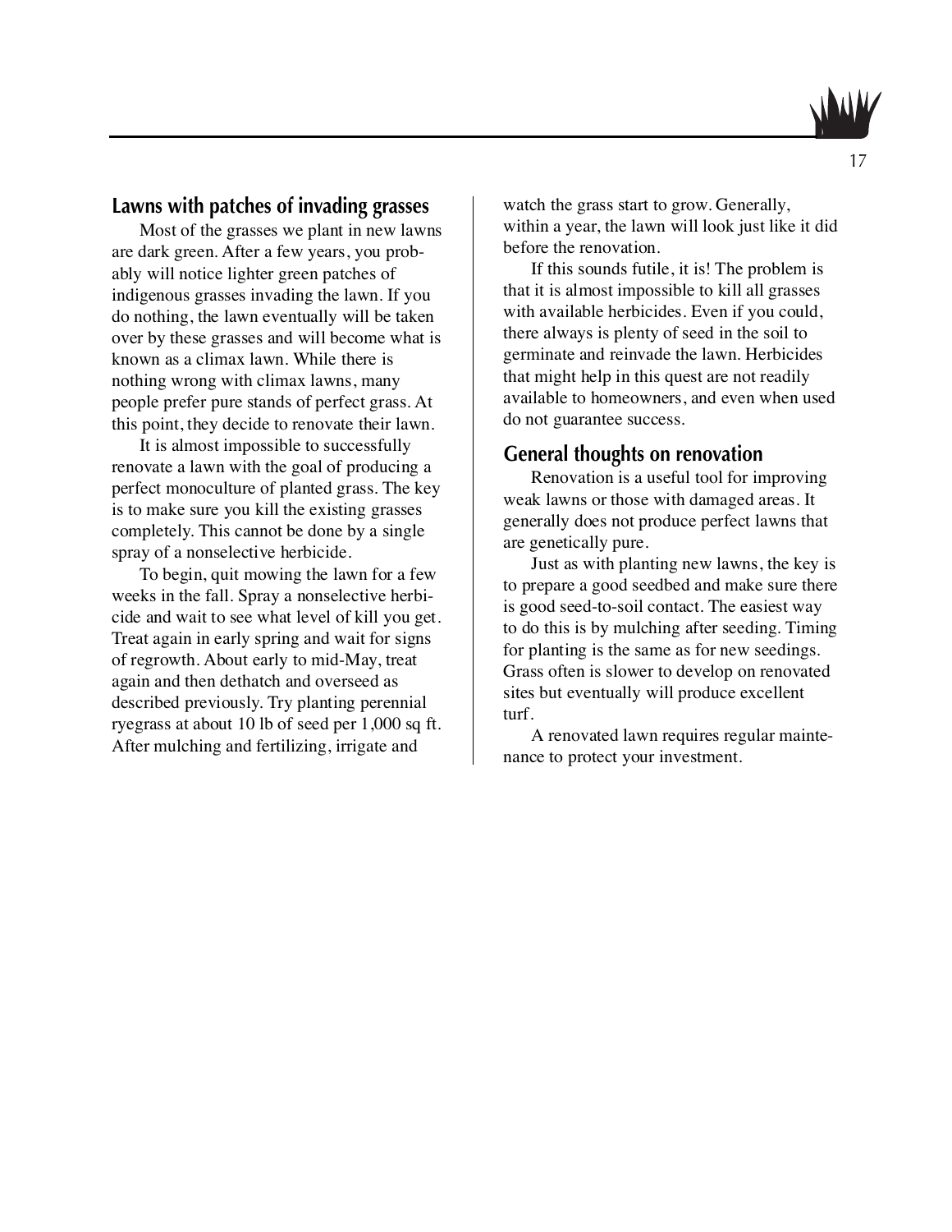## Lawns with patches of invading grasses

Most of the grasses we plant in new lawns are dark green. After a few years, you probably will notice lighter green patches of indigenous grasses invading the lawn. If you do nothing, the lawn eventually will be taken over by these grasses and will become what is known as a climax lawn. While there is nothing wrong with climax lawns, many people prefer pure stands of perfect grass. At this point, they decide to renovate their lawn.

It is almost impossible to successfully renovate a lawn with the goal of producing a perfect monoculture of planted grass. The key is to make sure you kill the existing grasses completely. This cannot be done by a single spray of a nonselective herbicide.

To begin, quit mowing the lawn for a few weeks in the fall. Spray a nonselective herbicide and wait to see what level of kill you get. Treat again in early spring and wait for signs of regrowth. About early to mid-May, treat again and then dethatch and overseed as described previously. Try planting perennial ryegrass at about 10 lb of seed per 1,000 sq ft. After mulching and fertilizing, irrigate and watch the grass start to grow. Generally, within a year, the lawn will look just like it did before the renovation.

If this sounds futile, it is! The problem is that it is almost impossible to kill all grasses with available herbicides. Even if you could, there always is plenty of seed in the soil to germinate and reinvade the lawn. Herbicides that might help in this quest are not readily available to homeowners, and even when used do not guarantee success.

## General thoughts on renovation

Renovation is a useful tool for improving weak lawns or those with damaged areas. It generally does not produce perfect lawns that are genetically pure.

Just as with planting new lawns, the key is to prepare a good seedbed and make sure there is good seed-to-soil contact. The easiest way to do this is by mulching after seeding. Timing for planting is the same as for new seedings. Grass often is slower to develop on renovated sites but eventually will produce excellent turf.

A renovated lawn requires regular maintenance to protect your investment.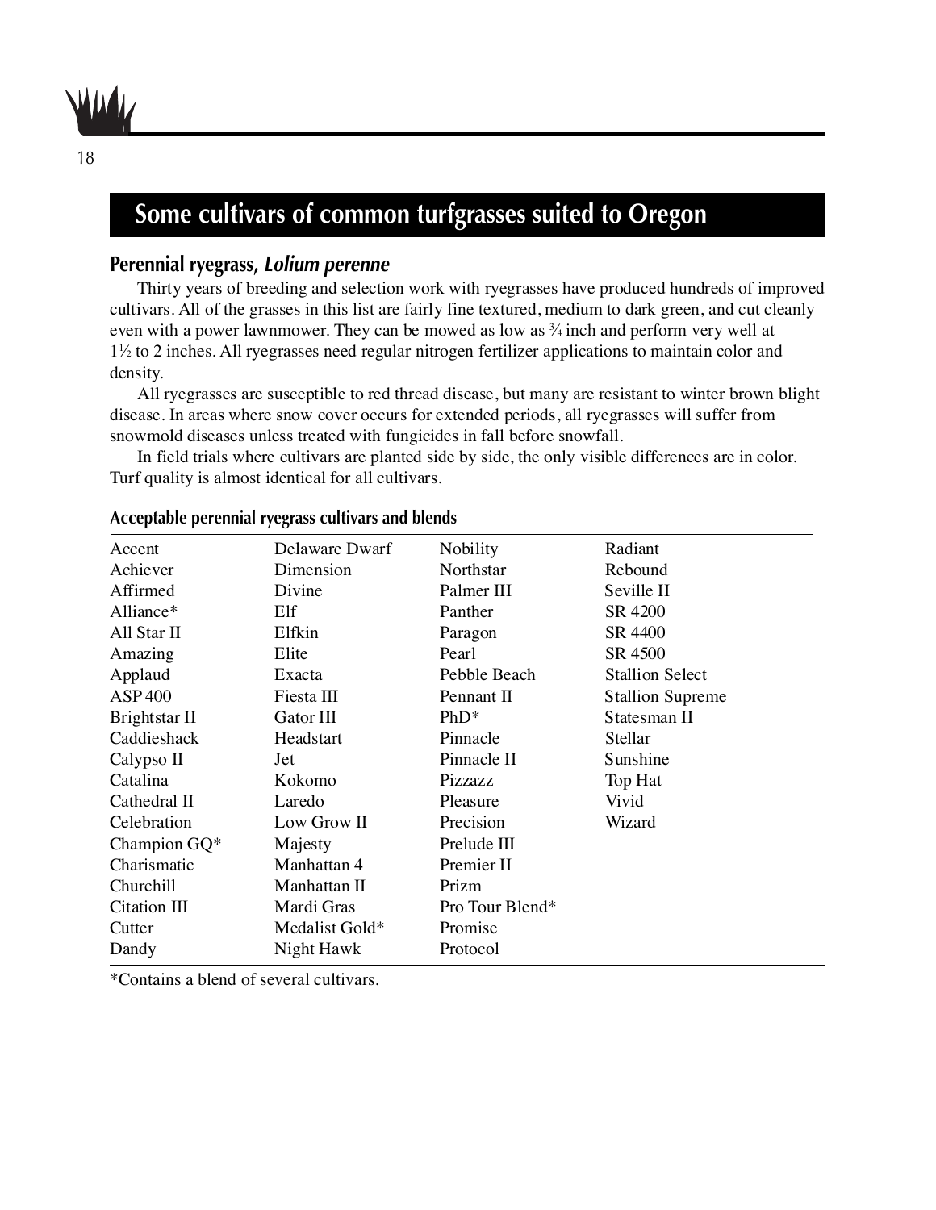## Some cultivars of common turfgrasses suited to Oregon

### Perennial ryegrass, *Lolium perenne*

Thirty years of breeding and selection work with ryegrasses have produced hundreds of improved cultivars. All of the grasses in this list are fairly fine textured, medium to dark green, and cut cleanly even with a power lawnmower. They can be mowed as low as ¾ inch and perform very well at 1½ to 2 inches. All ryegrasses need regular nitrogen fertilizer applications to maintain color and density.

All ryegrasses are susceptible to red thread disease, but many are resistant to winter brown blight disease. In areas where snow cover occurs for extended periods, all ryegrasses will suffer from snowmold diseases unless treated with fungicides in fall before snowfall.

In field trials where cultivars are planted side by side, the only visible differences are in color. Turf quality is almost identical for all cultivars.

**Acceptable perennial ryegrass cultivars and blends**

| | | | |
|---|---|---|---|
| Accent | Delaware Dwarf | Nobility | Radiant |
| Achiever | Dimension | Northstar | Rebound |
| Affirmed | Divine | Palmer III | Seville II |
| Alliance* | Elf | Panther | SR 4200 |
| All Star II | Elfkin | Paragon | SR 4400 |
| Amazing | Elite | Pearl | SR 4500 |
| Applaud | Exacta | Pebble Beach | Stallion Select |
| ASP 400 | Fiesta III | Pennant II | Stallion Supreme |
| Brightstar II | Gator III | PhD* | Statesman II |
| Caddieshack | Headstart | Pinnacle | Stellar |
| Calypso II | Jet | Pinnacle II | Sunshine |
| Catalina | Kokomo | Pizzazz | Top Hat |
| Cathedral II | Laredo | Pleasure | Vivid |
| Celebration | Low Grow II | Precision | Wizard |
| Champion GQ* | Majesty | Prelude III | |
| Charismatic | Manhattan 4 | Premier II | |
| Churchill | Manhattan II | Prizm | |
| Citation III | Mardi Gras | Pro Tour Blend* | |
| Cutter | Medalist Gold* | Promise | |
| Dandy | Night Hawk | Protocol | |

*Contains a blend of several cultivars.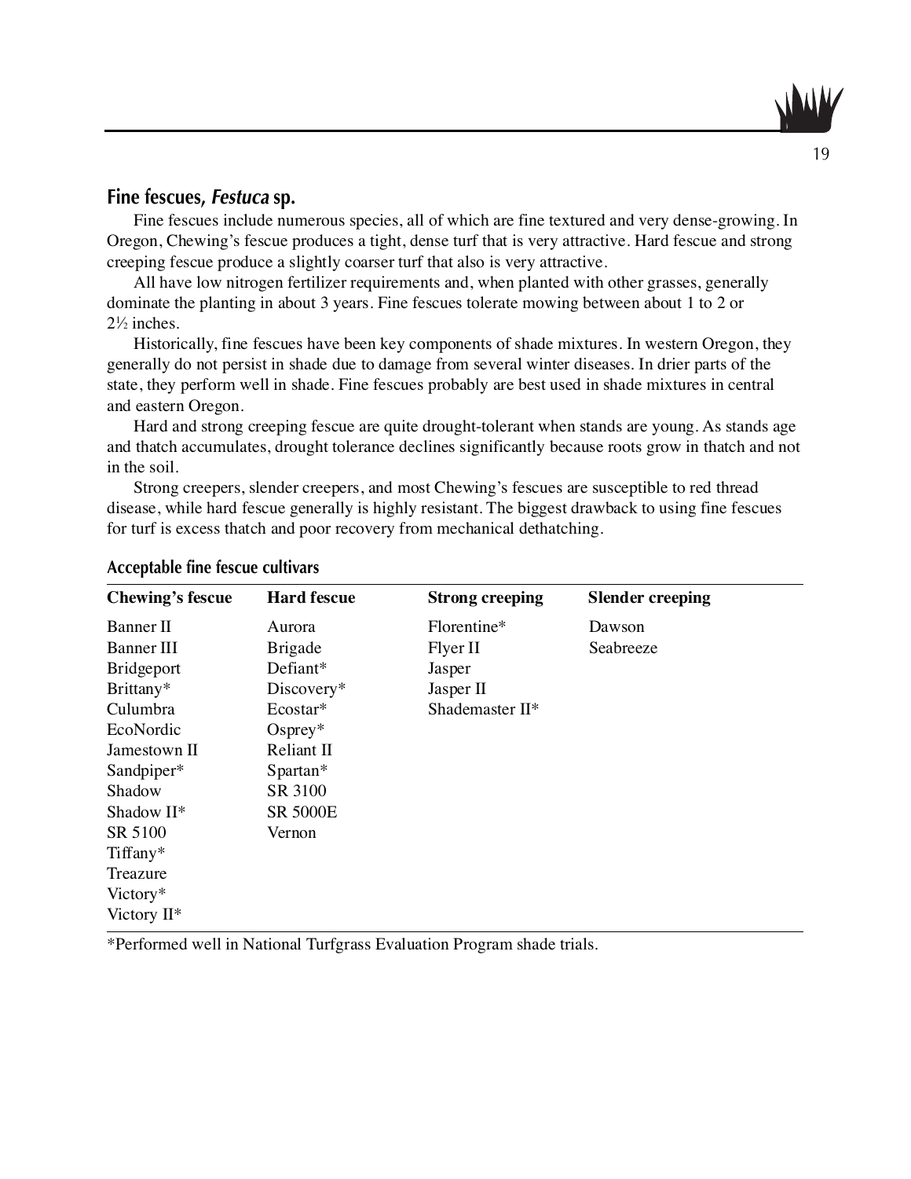## Fine fescues, *Festuca* sp.

Fine fescues include numerous species, all of which are fine textured and very dense-growing. In Oregon, Chewing's fescue produces a tight, dense turf that is very attractive. Hard fescue and strong creeping fescue produce a slightly coarser turf that also is very attractive.

All have low nitrogen fertilizer requirements and, when planted with other grasses, generally dominate the planting in about 3 years. Fine fescues tolerate mowing between about 1 to 2 or 2½ inches.

Historically, fine fescues have been key components of shade mixtures. In western Oregon, they generally do not persist in shade due to damage from several winter diseases. In drier parts of the state, they perform well in shade. Fine fescues probably are best used in shade mixtures in central and eastern Oregon.

Hard and strong creeping fescue are quite drought-tolerant when stands are young. As stands age and thatch accumulates, drought tolerance declines significantly because roots grow in thatch and not in the soil.

Strong creepers, slender creepers, and most Chewing's fescues are susceptible to red thread disease, while hard fescue generally is highly resistant. The biggest drawback to using fine fescues for turf is excess thatch and poor recovery from mechanical dethatching.

**Acceptable fine fescue cultivars**

| Chewing's fescue | Hard fescue | Strong creeping | Slender creeping |
|---|---|---|---|
| Banner II | Aurora | Florentine* | Dawson |
| Banner III | Brigade | Flyer II | Seabreeze |
| Bridgeport | Defiant* | Jasper | |
| Brittany* | Discovery* | Jasper II | |
| Culumbra | Ecostar* | Shademaster II* | |
| EcoNordic | Osprey* | | |
| Jamestown II | Reliant II | | |
| Sandpiper* | Spartan* | | |
| Shadow | SR 3100 | | |
| Shadow II* | SR 5000E | | |
| SR 5100 | Vernon | | |
| Tiffany* | | | |
| Treazure | | | |
| Victory* | | | |
| Victory II* | | | |

*Performed well in National Turfgrass Evaluation Program shade trials.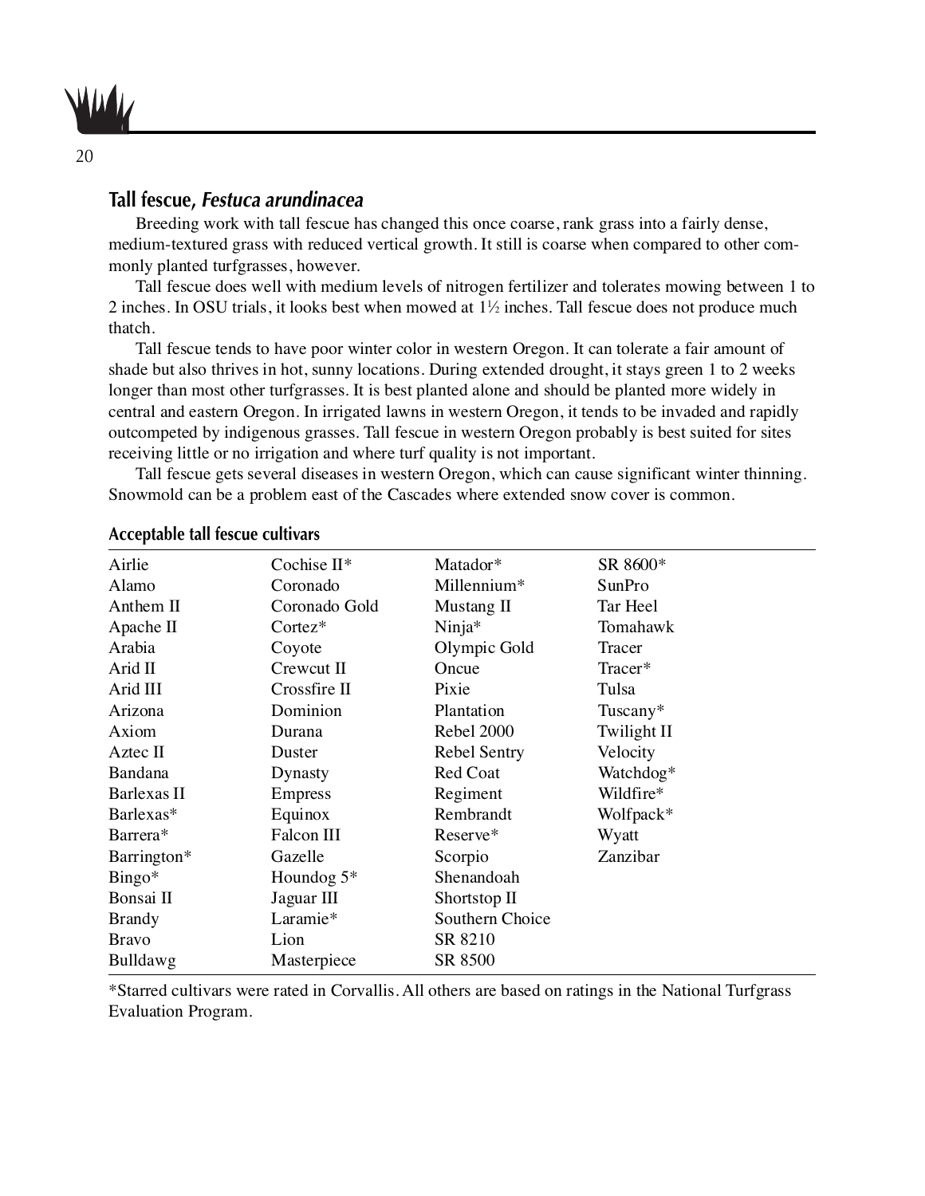## Tall fescue, *Festuca arundinacea*

Breeding work with tall fescue has changed this once coarse, rank grass into a fairly dense, medium-textured grass with reduced vertical growth. It still is coarse when compared to other commonly planted turfgrasses, however.

Tall fescue does well with medium levels of nitrogen fertilizer and tolerates mowing between 1 to 2 inches. In OSU trials, it looks best when mowed at 1½ inches. Tall fescue does not produce much thatch.

Tall fescue tends to have poor winter color in western Oregon. It can tolerate a fair amount of shade but also thrives in hot, sunny locations. During extended drought, it stays green 1 to 2 weeks longer than most other turfgrasses. It is best planted alone and should be planted more widely in central and eastern Oregon. In irrigated lawns in western Oregon, it tends to be invaded and rapidly outcompeted by indigenous grasses. Tall fescue in western Oregon probably is best suited for sites receiving little or no irrigation and where turf quality is not important.

Tall fescue gets several diseases in western Oregon, which can cause significant winter thinning. Snowmold can be a problem east of the Cascades where extended snow cover is common.

### Acceptable tall fescue cultivars

| | | | |
|---|---|---|---|
| Airlie | Cochise II* | Matador* | SR 8600* |
| Alamo | Coronado | Millennium* | SunPro |
| Anthem II | Coronado Gold | Mustang II | Tar Heel |
| Apache II | Cortez* | Ninja* | Tomahawk |
| Arabia | Coyote | Olympic Gold | Tracer |
| Arid II | Crewcut II | Oncue | Tracer* |
| Arid III | Crossfire II | Pixie | Tulsa |
| Arizona | Dominion | Plantation | Tuscany* |
| Axiom | Durana | Rebel 2000 | Twilight II |
| Aztec II | Duster | Rebel Sentry | Velocity |
| Bandana | Dynasty | Red Coat | Watchdog* |
| Barlexas II | Empress | Regiment | Wildfire* |
| Barlexas* | Equinox | Rembrandt | Wolfpack* |
| Barrera* | Falcon III | Reserve* | Wyatt |
| Barrington* | Gazelle | Scorpio | Zanzibar |
| Bingo* | Houndog 5* | Shenandoah | |
| Bonsai II | Jaguar III | Shortstop II | |
| Brandy | Laramie* | Southern Choice | |
| Bravo | Lion | SR 8210 | |
| Bulldawg | Masterpiece | SR 8500 | |

*Starred cultivars were rated in Corvallis. All others are based on ratings in the National Turfgrass Evaluation Program.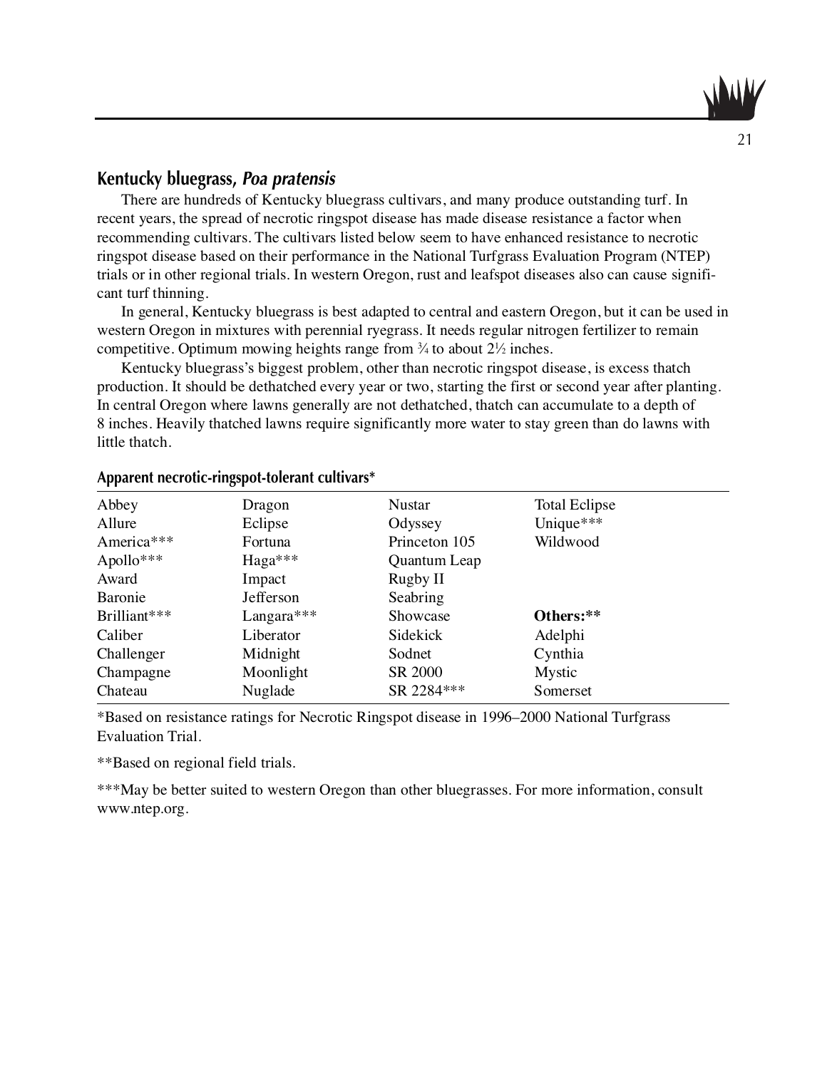## Kentucky bluegrass, *Poa pratensis*

There are hundreds of Kentucky bluegrass cultivars, and many produce outstanding turf. In recent years, the spread of necrotic ringspot disease has made disease resistance a factor when recommending cultivars. The cultivars listed below seem to have enhanced resistance to necrotic ringspot disease based on their performance in the National Turfgrass Evaluation Program (NTEP) trials or in other regional trials. In western Oregon, rust and leafspot diseases also can cause significant turf thinning.

In general, Kentucky bluegrass is best adapted to central and eastern Oregon, but it can be used in western Oregon in mixtures with perennial ryegrass. It needs regular nitrogen fertilizer to remain competitive. Optimum mowing heights range from ¾ to about 2½ inches.

Kentucky bluegrass's biggest problem, other than necrotic ringspot disease, is excess thatch production. It should be dethatched every year or two, starting the first or second year after planting. In central Oregon where lawns generally are not dethatched, thatch can accumulate to a depth of 8 inches. Heavily thatched lawns require significantly more water to stay green than do lawns with little thatch.

**Apparent necrotic-ringspot-tolerant cultivars***

| | | | |
|---|---|---|---|
| Abbey | Dragon | Nustar | Total Eclipse |
| Allure | Eclipse | Odyssey | Unique*** |
| America*** | Fortuna | Princeton 105 | Wildwood |
| Apollo*** | Haga*** | Quantum Leap | |
| Award | Impact | Rugby II | |
| Baronie | Jefferson | Seabring | |
| Brilliant*** | Langara*** | Showcase | **Others:**** |
| Caliber | Liberator | Sidekick | Adelphi |
| Challenger | Midnight | Sodnet | Cynthia |
| Champagne | Moonlight | SR 2000 | Mystic |
| Chateau | Nuglade | SR 2284*** | Somerset |

*Based on resistance ratings for Necrotic Ringspot disease in 1996–2000 National Turfgrass Evaluation Trial.

**Based on regional field trials.

***May be better suited to western Oregon than other bluegrasses. For more information, consult www.ntep.org.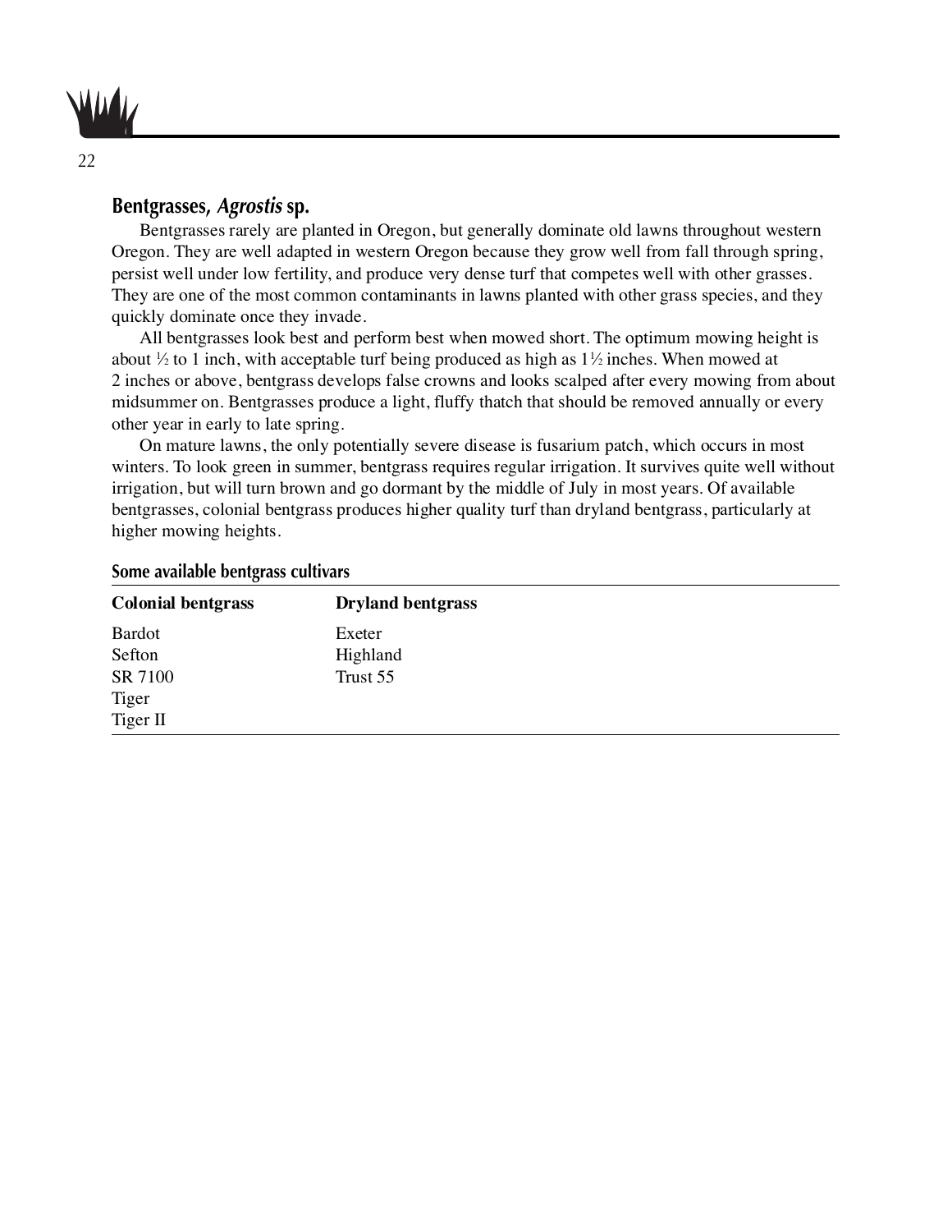## Bentgrasses, *Agrostis* sp.

Bentgrasses rarely are planted in Oregon, but generally dominate old lawns throughout western Oregon. They are well adapted in western Oregon because they grow well from fall through spring, persist well under low fertility, and produce very dense turf that competes well with other grasses. They are one of the most common contaminants in lawns planted with other grass species, and they quickly dominate once they invade.

All bentgrasses look best and perform best when mowed short. The optimum mowing height is about ½ to 1 inch, with acceptable turf being produced as high as 1½ inches. When mowed at 2 inches or above, bentgrass develops false crowns and looks scalped after every mowing from about midsummer on. Bentgrasses produce a light, fluffy thatch that should be removed annually or every other year in early to late spring.

On mature lawns, the only potentially severe disease is fusarium patch, which occurs in most winters. To look green in summer, bentgrass requires regular irrigation. It survives quite well without irrigation, but will turn brown and go dormant by the middle of July in most years. Of available bentgrasses, colonial bentgrass produces higher quality turf than dryland bentgrass, particularly at higher mowing heights.

**Some available bentgrass cultivars**

| Colonial bentgrass | Dryland bentgrass |
|---|---|
| Bardot | Exeter |
| Sefton | Highland |
| SR 7100 | Trust 55 |
| Tiger | |
| Tiger II | |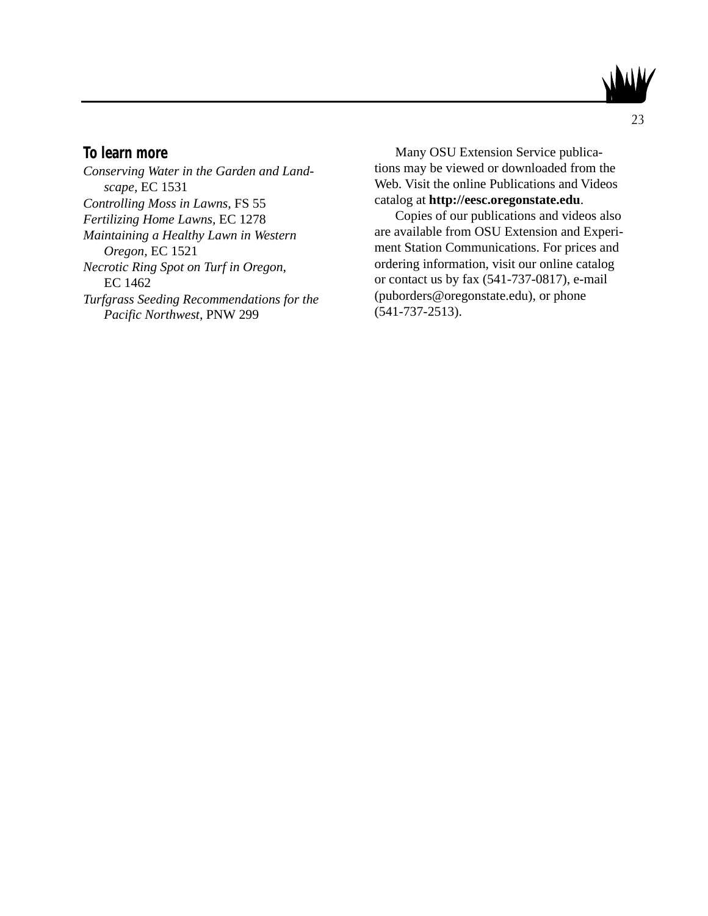## To learn more

*Conserving Water in the Garden and Landscape*, EC 1531

*Controlling Moss in Lawns*, FS 55

*Fertilizing Home Lawns*, EC 1278

*Maintaining a Healthy Lawn in Western Oregon*, EC 1521

*Necrotic Ring Spot on Turf in Oregon*, EC 1462

*Turfgrass Seeding Recommendations for the Pacific Northwest*, PNW 299

Many OSU Extension Service publications may be viewed or downloaded from the Web. Visit the online Publications and Videos catalog at **http://eesc.oregonstate.edu**.

Copies of our publications and videos also are available from OSU Extension and Experiment Station Communications. For prices and ordering information, visit our online catalog or contact us by fax (541-737-0817), e-mail (puborders@oregonstate.edu), or phone (541-737-2513).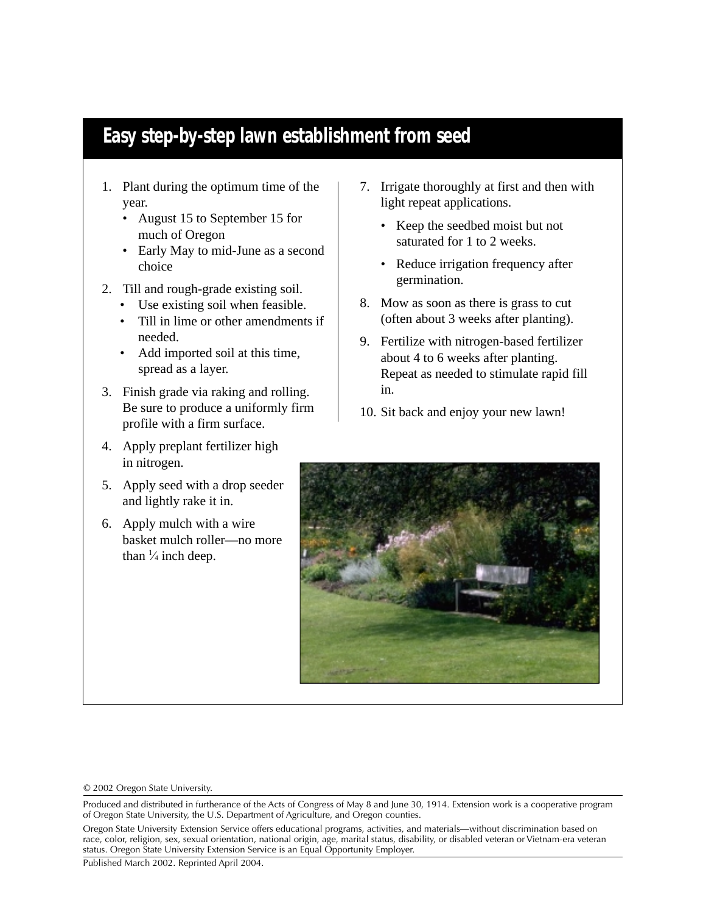## Easy step-by-step lawn establishment from seed

1. Plant during the optimum time of the year.
   - August 15 to September 15 for much of Oregon
   - Early May to mid-June as a second choice
2. Till and rough-grade existing soil.
   - Use existing soil when feasible.
   - Till in lime or other amendments if needed.
   - Add imported soil at this time, spread as a layer.
3. Finish grade via raking and rolling. Be sure to produce a uniformly firm profile with a firm surface.
4. Apply preplant fertilizer high in nitrogen.
5. Apply seed with a drop seeder and lightly rake it in.
6. Apply mulch with a wire basket mulch roller—no more than ¼ inch deep.
7. Irrigate thoroughly at first and then with light repeat applications.
   - Keep the seedbed moist but not saturated for 1 to 2 weeks.
   - Reduce irrigation frequency after germination.
8. Mow as soon as there is grass to cut (often about 3 weeks after planting).
9. Fertilize with nitrogen-based fertilizer about 4 to 6 weeks after planting. Repeat as needed to stimulate rapid fill in.
10. Sit back and enjoy your new lawn!

© 2002 Oregon State University.

Produced and distributed in furtherance of the Acts of Congress of May 8 and June 30, 1914. Extension work is a cooperative program of Oregon State University, the U.S. Department of Agriculture, and Oregon counties.

Oregon State University Extension Service offers educational programs, activities, and materials—without discrimination based on race, color, religion, sex, sexual orientation, national origin, age, marital status, disability, or disabled veteran or Vietnam-era veteran status. Oregon State University Extension Service is an Equal Opportunity Employer.

Published March 2002. Reprinted April 2004.